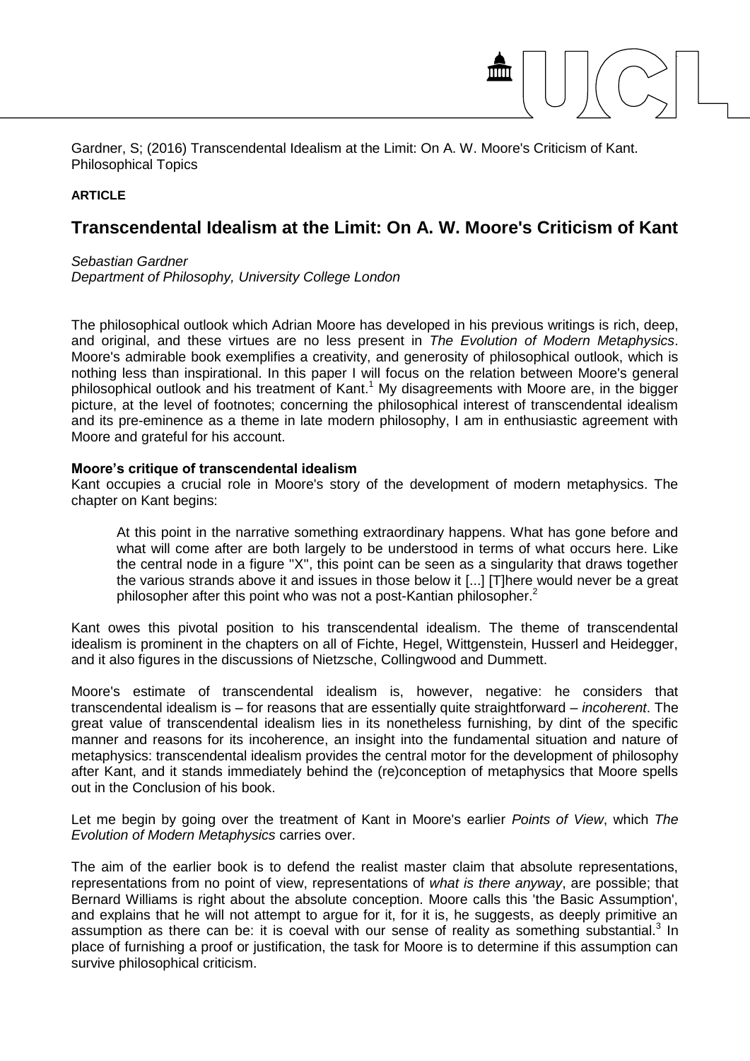Gardner, S; (2016) Transcendental Idealism at the Limit: On A. W. Moore's Criticism of Kant. Philosophical Topics

**ARTICLE**

# Transcendental Idealism at the Limit: On A. W. Moore's Criticism of Kant

*Sebastian Gardner*
*Department of Philosophy, University College London*

The philosophical outlook which Adrian Moore has developed in his previous writings is rich, deep, and original, and these virtues are no less present in *The Evolution of Modern Metaphysics*. Moore's admirable book exemplifies a creativity, and generosity of philosophical outlook, which is nothing less than inspirational. In this paper I will focus on the relation between Moore's general philosophical outlook and his treatment of Kant.[1] My disagreements with Moore are, in the bigger picture, at the level of footnotes; concerning the philosophical interest of transcendental idealism and its pre-eminence as a theme in late modern philosophy, I am in enthusiastic agreement with Moore and grateful for his account.

**Moore's critique of transcendental idealism**

Kant occupies a crucial role in Moore's story of the development of modern metaphysics. The chapter on Kant begins:

> At this point in the narrative something extraordinary happens. What has gone before and what will come after are both largely to be understood in terms of what occurs here. Like the central node in a figure "X", this point can be seen as a singularity that draws together the various strands above it and issues in those below it [...] [T]here would never be a great philosopher after this point who was not a post-Kantian philosopher.[2]

Kant owes this pivotal position to his transcendental idealism. The theme of transcendental idealism is prominent in the chapters on all of Fichte, Hegel, Wittgenstein, Husserl and Heidegger, and it also figures in the discussions of Nietzsche, Collingwood and Dummett.

Moore's estimate of transcendental idealism is, however, negative: he considers that transcendental idealism is – for reasons that are essentially quite straightforward – *incoherent*. The great value of transcendental idealism lies in its nonetheless furnishing, by dint of the specific manner and reasons for its incoherence, an insight into the fundamental situation and nature of metaphysics: transcendental idealism provides the central motor for the development of philosophy after Kant, and it stands immediately behind the (re)conception of metaphysics that Moore spells out in the Conclusion of his book.

Let me begin by going over the treatment of Kant in Moore's earlier *Points of View*, which *The Evolution of Modern Metaphysics* carries over.

The aim of the earlier book is to defend the realist master claim that absolute representations, representations from no point of view, representations of *what is there anyway*, are possible; that Bernard Williams is right about the absolute conception. Moore calls this 'the Basic Assumption', and explains that he will not attempt to argue for it, for it is, he suggests, as deeply primitive an assumption as there can be: it is coeval with our sense of reality as something substantial.[3] In place of furnishing a proof or justification, the task for Moore is to determine if this assumption can survive philosophical criticism.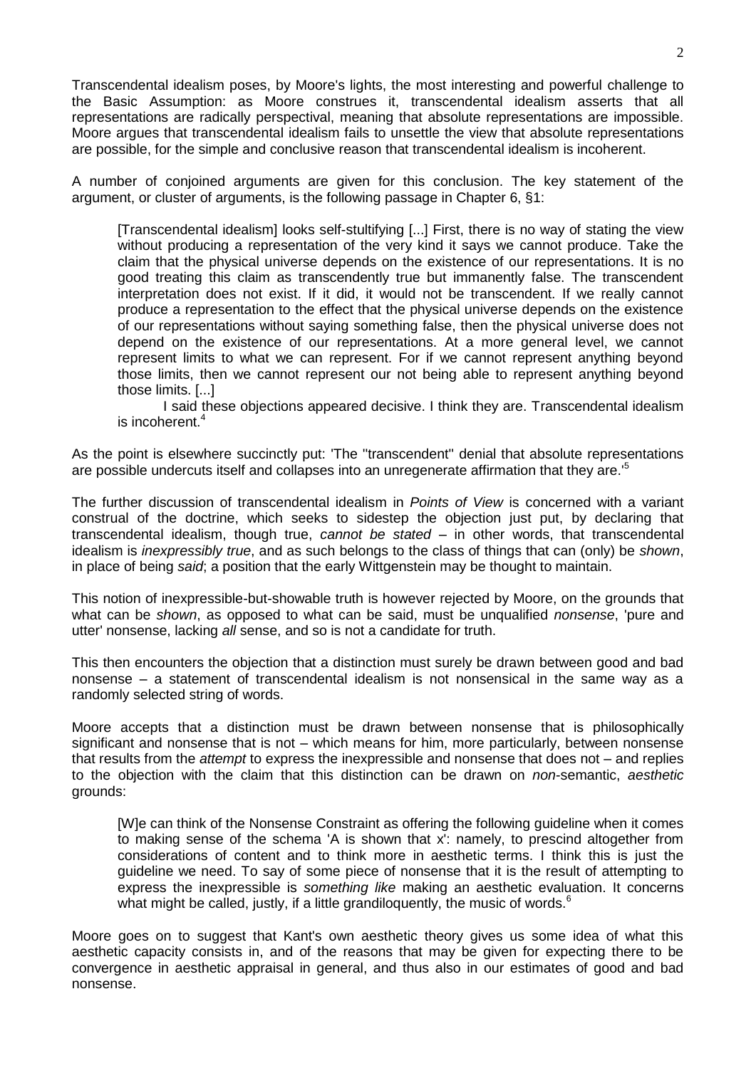Transcendental idealism poses, by Moore's lights, the most interesting and powerful challenge to the Basic Assumption: as Moore construes it, transcendental idealism asserts that all representations are radically perspectival, meaning that absolute representations are impossible. Moore argues that transcendental idealism fails to unsettle the view that absolute representations are possible, for the simple and conclusive reason that transcendental idealism is incoherent.

A number of conjoined arguments are given for this conclusion. The key statement of the argument, or cluster of arguments, is the following passage in Chapter 6, §1:

> [Transcendental idealism] looks self-stultifying [...] First, there is no way of stating the view without producing a representation of the very kind it says we cannot produce. Take the claim that the physical universe depends on the existence of our representations. It is no good treating this claim as transcendently true but immanently false. The transcendent interpretation does not exist. If it did, it would not be transcendent. If we really cannot produce a representation to the effect that the physical universe depends on the existence of our representations without saying something false, then the physical universe does not depend on the existence of our representations. At a more general level, we cannot represent limits to what we can represent. For if we cannot represent anything beyond those limits, then we cannot represent our not being able to represent anything beyond those limits. [...]
>
> I said these objections appeared decisive. I think they are. Transcendental idealism is incoherent.[4]

As the point is elsewhere succinctly put: 'The "transcendent" denial that absolute representations are possible undercuts itself and collapses into an unregenerate affirmation that they are.'[5]

The further discussion of transcendental idealism in *Points of View* is concerned with a variant construal of the doctrine, which seeks to sidestep the objection just put, by declaring that transcendental idealism, though true, *cannot be stated* – in other words, that transcendental idealism is *inexpressibly true*, and as such belongs to the class of things that can (only) be *shown*, in place of being *said*; a position that the early Wittgenstein may be thought to maintain.

This notion of inexpressible-but-showable truth is however rejected by Moore, on the grounds that what can be *shown*, as opposed to what can be said, must be unqualified *nonsense*, 'pure and utter' nonsense, lacking *all* sense, and so is not a candidate for truth.

This then encounters the objection that a distinction must surely be drawn between good and bad nonsense – a statement of transcendental idealism is not nonsensical in the same way as a randomly selected string of words.

Moore accepts that a distinction must be drawn between nonsense that is philosophically significant and nonsense that is not – which means for him, more particularly, between nonsense that results from the *attempt* to express the inexpressible and nonsense that does not – and replies to the objection with the claim that this distinction can be drawn on *non*-semantic, *aesthetic* grounds:

> [W]e can think of the Nonsense Constraint as offering the following guideline when it comes to making sense of the schema 'A is shown that x': namely, to prescind altogether from considerations of content and to think more in aesthetic terms. I think this is just the guideline we need. To say of some piece of nonsense that it is the result of attempting to express the inexpressible is *something like* making an aesthetic evaluation. It concerns what might be called, justly, if a little grandiloquently, the music of words.[6]

Moore goes on to suggest that Kant's own aesthetic theory gives us some idea of what this aesthetic capacity consists in, and of the reasons that may be given for expecting there to be convergence in aesthetic appraisal in general, and thus also in our estimates of good and bad nonsense.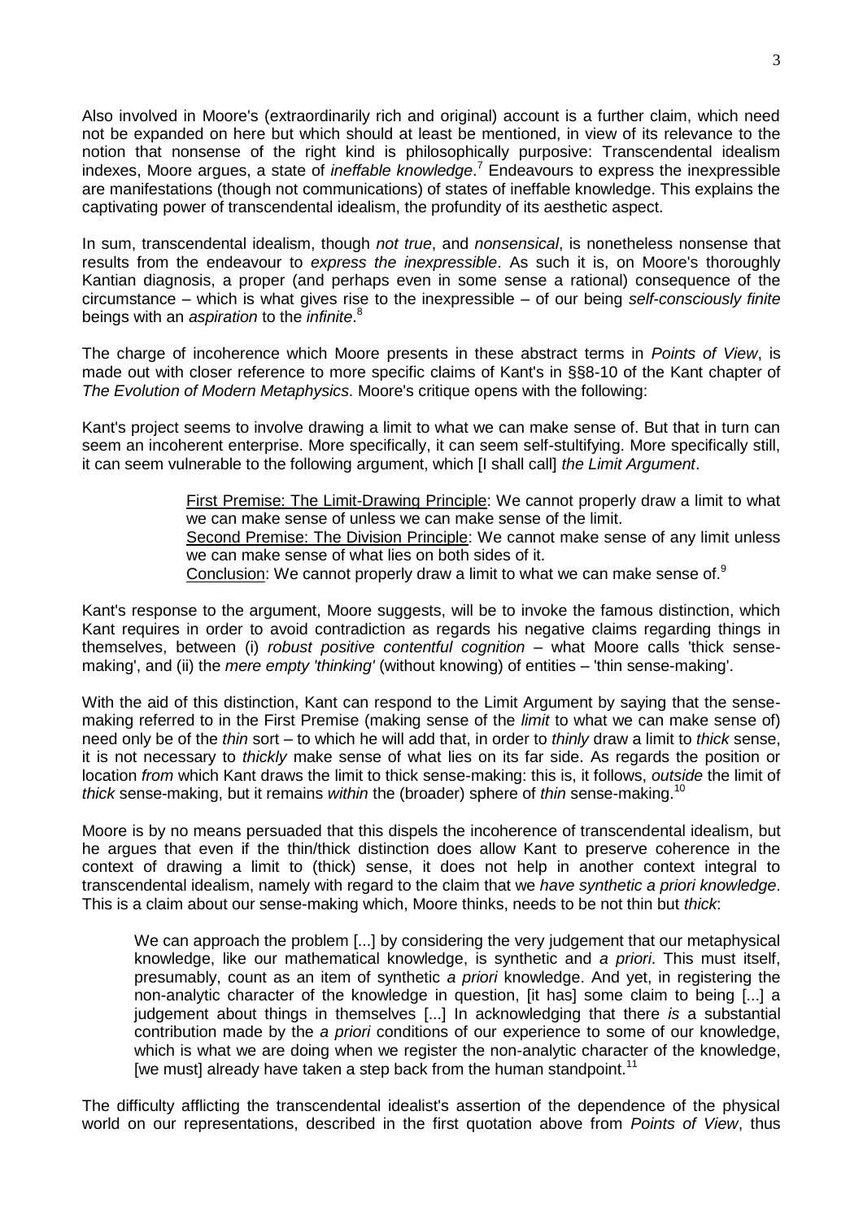Also involved in Moore's (extraordinarily rich and original) account is a further claim, which need not be expanded on here but which should at least be mentioned, in view of its relevance to the notion that nonsense of the right kind is philosophically purposive: Transcendental idealism indexes, Moore argues, a state of *ineffable knowledge*.[7] Endeavours to express the inexpressible are manifestations (though not communications) of states of ineffable knowledge. This explains the captivating power of transcendental idealism, the profundity of its aesthetic aspect.

In sum, transcendental idealism, though *not true*, and *nonsensical*, is nonetheless nonsense that results from the endeavour to *express the inexpressible*. As such it is, on Moore's thoroughly Kantian diagnosis, a proper (and perhaps even in some sense a rational) consequence of the circumstance – which is what gives rise to the inexpressible – of our being *self-consciously finite* beings with an *aspiration* to the *infinite*.[8]

The charge of incoherence which Moore presents in these abstract terms in *Points of View*, is made out with closer reference to more specific claims of Kant's in §§8-10 of the Kant chapter of *The Evolution of Modern Metaphysics*. Moore's critique opens with the following:

Kant's project seems to involve drawing a limit to what we can make sense of. But that in turn can seem an incoherent enterprise. More specifically, it can seem self-stultifying. More specifically still, it can seem vulnerable to the following argument, which [I shall call] *the Limit Argument*.

> First Premise: The Limit-Drawing Principle: We cannot properly draw a limit to what we can make sense of unless we can make sense of the limit.
> Second Premise: The Division Principle: We cannot make sense of any limit unless we can make sense of what lies on both sides of it.
> Conclusion: We cannot properly draw a limit to what we can make sense of.[9]

Kant's response to the argument, Moore suggests, will be to invoke the famous distinction, which Kant requires in order to avoid contradiction as regards his negative claims regarding things in themselves, between (i) *robust positive contentful cognition* – what Moore calls 'thick sense-making', and (ii) the *mere empty 'thinking'* (without knowing) of entities – 'thin sense-making'.

With the aid of this distinction, Kant can respond to the Limit Argument by saying that the sense-making referred to in the First Premise (making sense of the *limit* to what we can make sense of) need only be of the *thin* sort – to which he will add that, in order to *thinly* draw a limit to *thick* sense, it is not necessary to *thickly* make sense of what lies on its far side. As regards the position or location *from* which Kant draws the limit to thick sense-making: this is, it follows, *outside* the limit of *thick* sense-making, but it remains *within* the (broader) sphere of *thin* sense-making.[10]

Moore is by no means persuaded that this dispels the incoherence of transcendental idealism, but he argues that even if the thin/thick distinction does allow Kant to preserve coherence in the context of drawing a limit to (thick) sense, it does not help in another context integral to transcendental idealism, namely with regard to the claim that we *have synthetic a priori knowledge*. This is a claim about our sense-making which, Moore thinks, needs to be not thin but *thick*:

> We can approach the problem [...] by considering the very judgement that our metaphysical knowledge, like our mathematical knowledge, is synthetic and *a priori*. This must itself, presumably, count as an item of synthetic *a priori* knowledge. And yet, in registering the non-analytic character of the knowledge in question, [it has] some claim to being [...] a judgement about things in themselves [...] In acknowledging that there *is* a substantial contribution made by the *a priori* conditions of our experience to some of our knowledge, which is what we are doing when we register the non-analytic character of the knowledge, [we must] already have taken a step back from the human standpoint.[11]

The difficulty afflicting the transcendental idealist's assertion of the dependence of the physical world on our representations, described in the first quotation above from *Points of View*, thus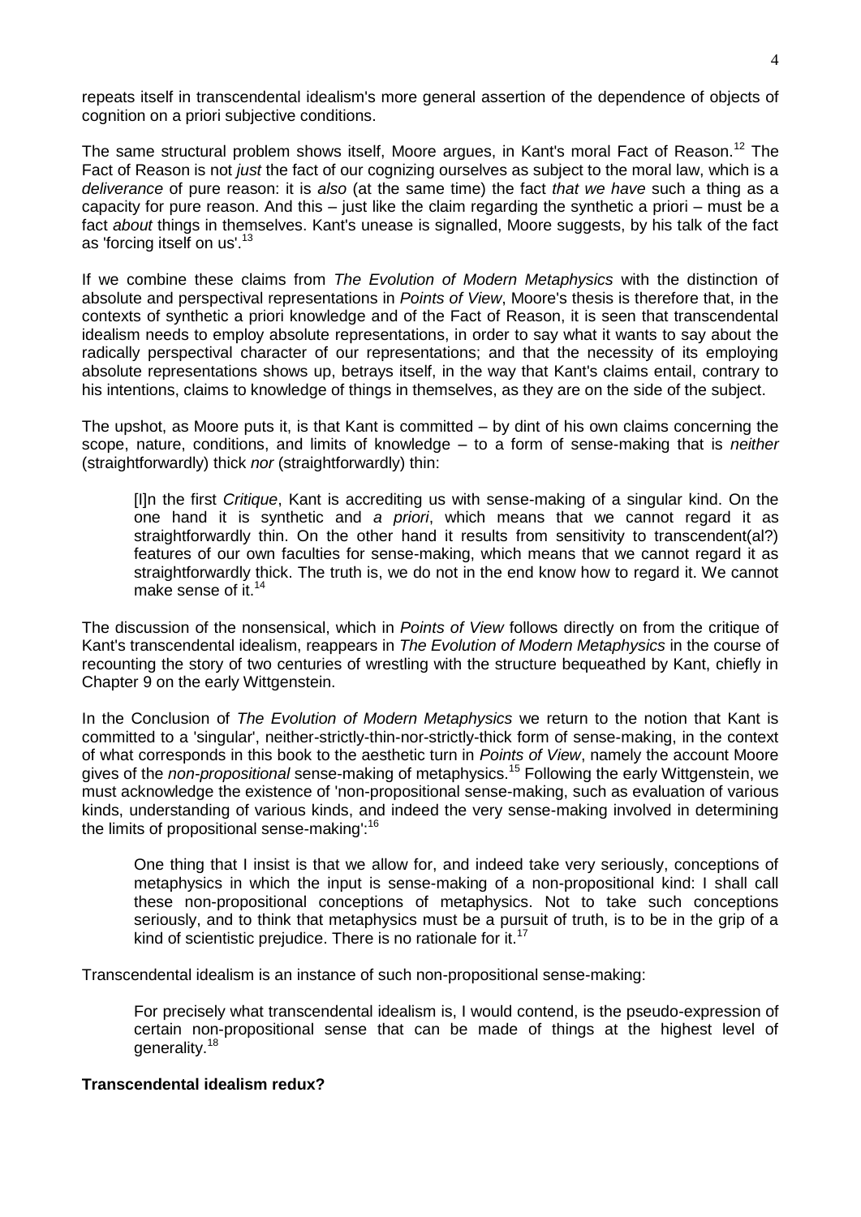repeats itself in transcendental idealism's more general assertion of the dependence of objects of cognition on a priori subjective conditions.

The same structural problem shows itself, Moore argues, in Kant's moral Fact of Reason.[12] The Fact of Reason is not *just* the fact of our cognizing ourselves as subject to the moral law, which is a *deliverance* of pure reason: it is *also* (at the same time) the fact *that we have* such a thing as a capacity for pure reason. And this – just like the claim regarding the synthetic a priori – must be a fact *about* things in themselves. Kant's unease is signalled, Moore suggests, by his talk of the fact as 'forcing itself on us'.[13]

If we combine these claims from *The Evolution of Modern Metaphysics* with the distinction of absolute and perspectival representations in *Points of View*, Moore's thesis is therefore that, in the contexts of synthetic a priori knowledge and of the Fact of Reason, it is seen that transcendental idealism needs to employ absolute representations, in order to say what it wants to say about the radically perspectival character of our representations; and that the necessity of its employing absolute representations shows up, betrays itself, in the way that Kant's claims entail, contrary to his intentions, claims to knowledge of things in themselves, as they are on the side of the subject.

The upshot, as Moore puts it, is that Kant is committed – by dint of his own claims concerning the scope, nature, conditions, and limits of knowledge – to a form of sense-making that is *neither* (straightforwardly) thick *nor* (straightforwardly) thin:

> [I]n the first *Critique*, Kant is accrediting us with sense-making of a singular kind. On the one hand it is synthetic and *a priori*, which means that we cannot regard it as straightforwardly thin. On the other hand it results from sensitivity to transcendent(al?) features of our own faculties for sense-making, which means that we cannot regard it as straightforwardly thick. The truth is, we do not in the end know how to regard it. We cannot make sense of it.[14]

The discussion of the nonsensical, which in *Points of View* follows directly on from the critique of Kant's transcendental idealism, reappears in *The Evolution of Modern Metaphysics* in the course of recounting the story of two centuries of wrestling with the structure bequeathed by Kant, chiefly in Chapter 9 on the early Wittgenstein.

In the Conclusion of *The Evolution of Modern Metaphysics* we return to the notion that Kant is committed to a 'singular', neither-strictly-thin-nor-strictly-thick form of sense-making, in the context of what corresponds in this book to the aesthetic turn in *Points of View*, namely the account Moore gives of the *non-propositional* sense-making of metaphysics.[15] Following the early Wittgenstein, we must acknowledge the existence of 'non-propositional sense-making, such as evaluation of various kinds, understanding of various kinds, and indeed the very sense-making involved in determining the limits of propositional sense-making':[16]

> One thing that I insist is that we allow for, and indeed take very seriously, conceptions of metaphysics in which the input is sense-making of a non-propositional kind: I shall call these non-propositional conceptions of metaphysics. Not to take such conceptions seriously, and to think that metaphysics must be a pursuit of truth, is to be in the grip of a kind of scientistic prejudice. There is no rationale for it.[17]

Transcendental idealism is an instance of such non-propositional sense-making:

> For precisely what transcendental idealism is, I would contend, is the pseudo-expression of certain non-propositional sense that can be made of things at the highest level of generality.[18]

**Transcendental idealism redux?**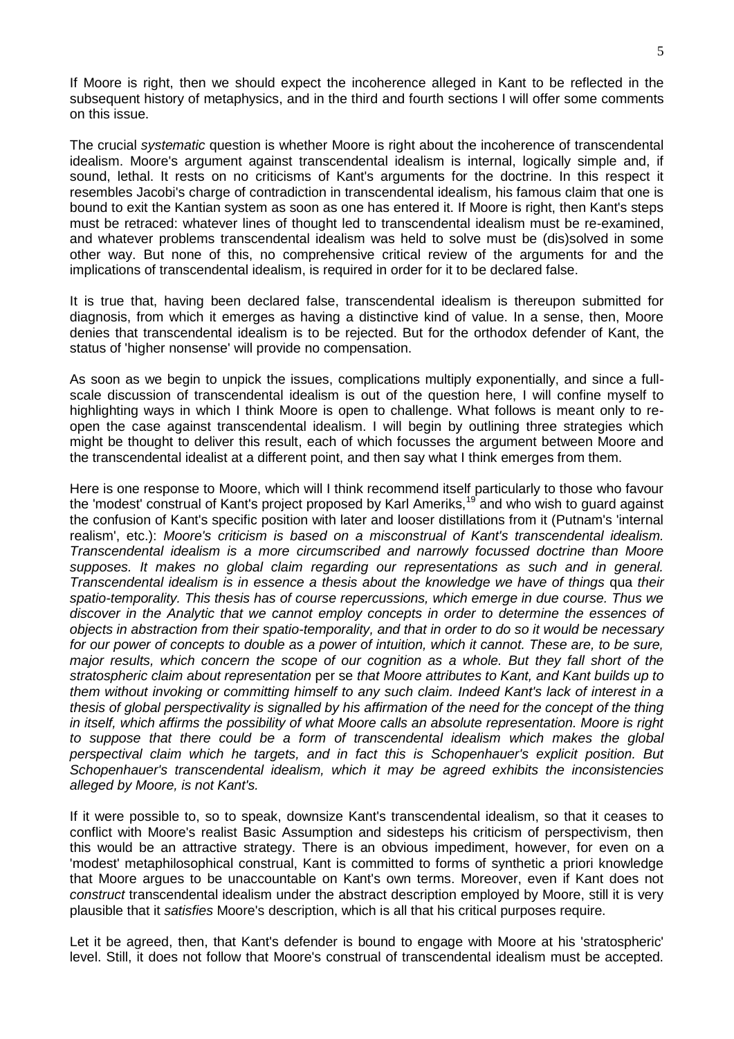If Moore is right, then we should expect the incoherence alleged in Kant to be reflected in the subsequent history of metaphysics, and in the third and fourth sections I will offer some comments on this issue.

The crucial *systematic* question is whether Moore is right about the incoherence of transcendental idealism. Moore's argument against transcendental idealism is internal, logically simple and, if sound, lethal. It rests on no criticisms of Kant's arguments for the doctrine. In this respect it resembles Jacobi's charge of contradiction in transcendental idealism, his famous claim that one is bound to exit the Kantian system as soon as one has entered it. If Moore is right, then Kant's steps must be retraced: whatever lines of thought led to transcendental idealism must be re-examined, and whatever problems transcendental idealism was held to solve must be (dis)solved in some other way. But none of this, no comprehensive critical review of the arguments for and the implications of transcendental idealism, is required in order for it to be declared false.

It is true that, having been declared false, transcendental idealism is thereupon submitted for diagnosis, from which it emerges as having a distinctive kind of value. In a sense, then, Moore denies that transcendental idealism is to be rejected. But for the orthodox defender of Kant, the status of 'higher nonsense' will provide no compensation.

As soon as we begin to unpick the issues, complications multiply exponentially, and since a full-scale discussion of transcendental idealism is out of the question here, I will confine myself to highlighting ways in which I think Moore is open to challenge. What follows is meant only to re-open the case against transcendental idealism. I will begin by outlining three strategies which might be thought to deliver this result, each of which focusses the argument between Moore and the transcendental idealist at a different point, and then say what I think emerges from them.

Here is one response to Moore, which will I think recommend itself particularly to those who favour the 'modest' construal of Kant's project proposed by Karl Ameriks,[19] and who wish to guard against the confusion of Kant's specific position with later and looser distillations from it (Putnam's 'internal realism', etc.): *Moore's criticism is based on a misconstrual of Kant's transcendental idealism. Transcendental idealism is a more circumscribed and narrowly focussed doctrine than Moore supposes. It makes no global claim regarding our representations as such and in general. Transcendental idealism is in essence a thesis about the knowledge we have of things* qua *their spatio-temporality. This thesis has of course repercussions, which emerge in due course. Thus we discover in the Analytic that we cannot employ concepts in order to determine the essences of objects in abstraction from their spatio-temporality, and that in order to do so it would be necessary for our power of concepts to double as a power of intuition, which it cannot. These are, to be sure, major results, which concern the scope of our cognition as a whole. But they fall short of the stratospheric claim about representation* per se *that Moore attributes to Kant, and Kant builds up to them without invoking or committing himself to any such claim. Indeed Kant's lack of interest in a thesis of global perspectivality is signalled by his affirmation of the need for the concept of the thing in itself, which affirms the possibility of what Moore calls an absolute representation. Moore is right to suppose that there could be a form of transcendental idealism which makes the global perspectival claim which he targets, and in fact this is Schopenhauer's explicit position. But Schopenhauer's transcendental idealism, which it may be agreed exhibits the inconsistencies alleged by Moore, is not Kant's.*

If it were possible to, so to speak, downsize Kant's transcendental idealism, so that it ceases to conflict with Moore's realist Basic Assumption and sidesteps his criticism of perspectivism, then this would be an attractive strategy. There is an obvious impediment, however, for even on a 'modest' metaphilosophical construal, Kant is committed to forms of synthetic a priori knowledge that Moore argues to be unaccountable on Kant's own terms. Moreover, even if Kant does not *construct* transcendental idealism under the abstract description employed by Moore, still it is very plausible that it *satisfies* Moore's description, which is all that his critical purposes require.

Let it be agreed, then, that Kant's defender is bound to engage with Moore at his 'stratospheric' level. Still, it does not follow that Moore's construal of transcendental idealism must be accepted.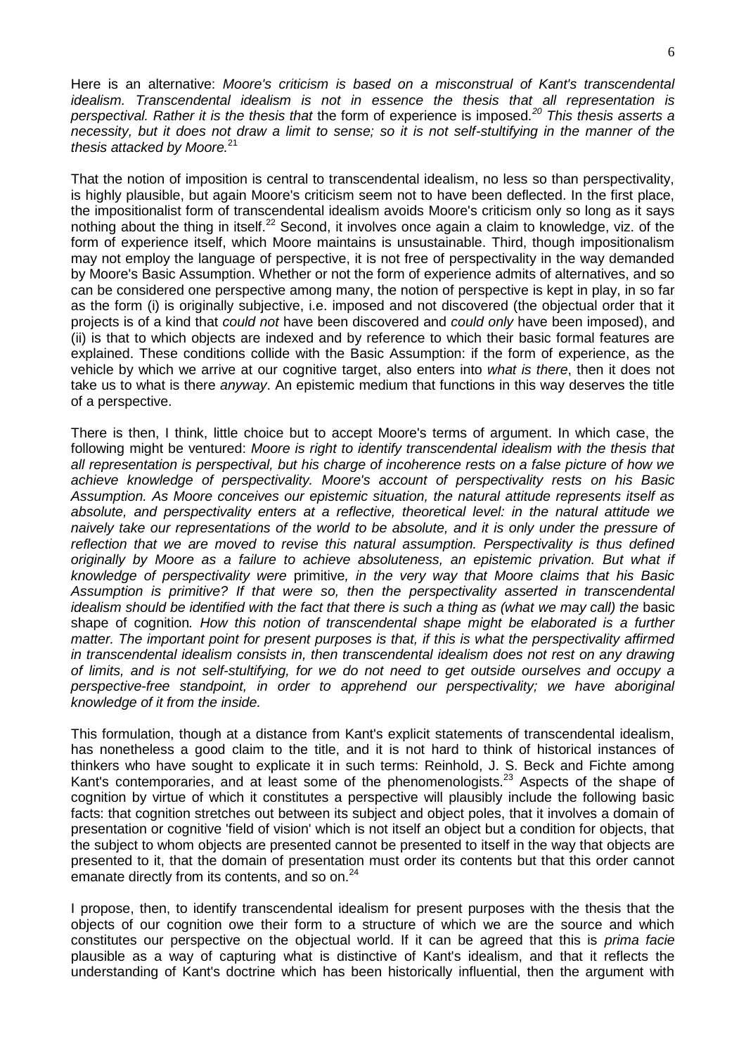Here is an alternative: *Moore's criticism is based on a misconstrual of Kant's transcendental idealism. Transcendental idealism is not in essence the thesis that all representation is perspectival. Rather it is the thesis that* the form of experience is imposed.[20] *This thesis asserts a necessity, but it does not draw a limit to sense; so it is not self-stultifying in the manner of the thesis attacked by Moore.*[21]

That the notion of imposition is central to transcendental idealism, no less so than perspectivality, is highly plausible, but again Moore's criticism seem not to have been deflected. In the first place, the impositionalist form of transcendental idealism avoids Moore's criticism only so long as it says nothing about the thing in itself.[22] Second, it involves once again a claim to knowledge, viz. of the form of experience itself, which Moore maintains is unsustainable. Third, though impositionalism may not employ the language of perspective, it is not free of perspectivality in the way demanded by Moore's Basic Assumption. Whether or not the form of experience admits of alternatives, and so can be considered one perspective among many, the notion of perspective is kept in play, in so far as the form (i) is originally subjective, i.e. imposed and not discovered (the objectual order that it projects is of a kind that *could not* have been discovered and *could only* have been imposed), and (ii) is that to which objects are indexed and by reference to which their basic formal features are explained. These conditions collide with the Basic Assumption: if the form of experience, as the vehicle by which we arrive at our cognitive target, also enters into *what is there*, then it does not take us to what is there *anyway*. An epistemic medium that functions in this way deserves the title of a perspective.

There is then, I think, little choice but to accept Moore's terms of argument. In which case, the following might be ventured: *Moore is right to identify transcendental idealism with the thesis that all representation is perspectival, but his charge of incoherence rests on a false picture of how we achieve knowledge of perspectivality. Moore's account of perspectivality rests on his Basic Assumption. As Moore conceives our epistemic situation, the natural attitude represents itself as absolute, and perspectivality enters at a reflective, theoretical level: in the natural attitude we naively take our representations of the world to be absolute, and it is only under the pressure of reflection that we are moved to revise this natural assumption. Perspectivality is thus defined originally by Moore as a failure to achieve absoluteness, an epistemic privation. But what if knowledge of perspectivality were* primitive*, in the very way that Moore claims that his Basic Assumption is primitive? If that were so, then the perspectivality asserted in transcendental idealism should be identified with the fact that there is such a thing as (what we may call) the* basic shape of cognition*. How this notion of transcendental shape might be elaborated is a further matter. The important point for present purposes is that, if this is what the perspectivality affirmed in transcendental idealism consists in, then transcendental idealism does not rest on any drawing of limits, and is not self-stultifying, for we do not need to get outside ourselves and occupy a perspective-free standpoint, in order to apprehend our perspectivality; we have aboriginal knowledge of it from the inside.*

This formulation, though at a distance from Kant's explicit statements of transcendental idealism, has nonetheless a good claim to the title, and it is not hard to think of historical instances of thinkers who have sought to explicate it in such terms: Reinhold, J. S. Beck and Fichte among Kant's contemporaries, and at least some of the phenomenologists.[23] Aspects of the shape of cognition by virtue of which it constitutes a perspective will plausibly include the following basic facts: that cognition stretches out between its subject and object poles, that it involves a domain of presentation or cognitive 'field of vision' which is not itself an object but a condition for objects, that the subject to whom objects are presented cannot be presented to itself in the way that objects are presented to it, that the domain of presentation must order its contents but that this order cannot emanate directly from its contents, and so on.[24]

I propose, then, to identify transcendental idealism for present purposes with the thesis that the objects of our cognition owe their form to a structure of which we are the source and which constitutes our perspective on the objectual world. If it can be agreed that this is *prima facie* plausible as a way of capturing what is distinctive of Kant's idealism, and that it reflects the understanding of Kant's doctrine which has been historically influential, then the argument with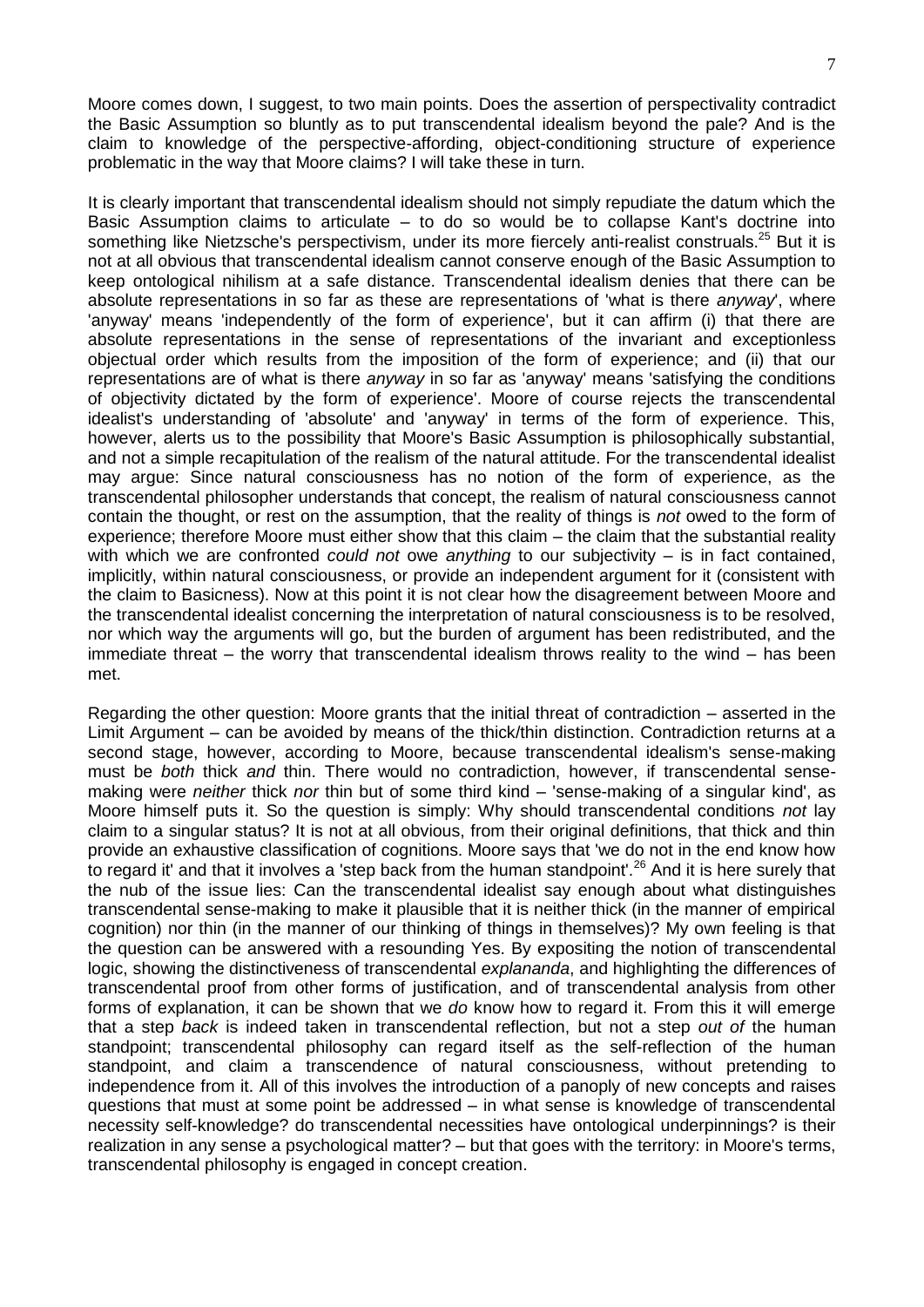Moore comes down, I suggest, to two main points. Does the assertion of perspectivality contradict the Basic Assumption so bluntly as to put transcendental idealism beyond the pale? And is the claim to knowledge of the perspective-affording, object-conditioning structure of experience problematic in the way that Moore claims? I will take these in turn.

It is clearly important that transcendental idealism should not simply repudiate the datum which the Basic Assumption claims to articulate – to do so would be to collapse Kant's doctrine into something like Nietzsche's perspectivism, under its more fiercely anti-realist construals.[25] But it is not at all obvious that transcendental idealism cannot conserve enough of the Basic Assumption to keep ontological nihilism at a safe distance. Transcendental idealism denies that there can be absolute representations in so far as these are representations of 'what is there *anyway*', where 'anyway' means 'independently of the form of experience', but it can affirm (i) that there are absolute representations in the sense of representations of the invariant and exceptionless objectual order which results from the imposition of the form of experience; and (ii) that our representations are of what is there *anyway* in so far as 'anyway' means 'satisfying the conditions of objectivity dictated by the form of experience'. Moore of course rejects the transcendental idealist's understanding of 'absolute' and 'anyway' in terms of the form of experience. This, however, alerts us to the possibility that Moore's Basic Assumption is philosophically substantial, and not a simple recapitulation of the realism of the natural attitude. For the transcendental idealist may argue: Since natural consciousness has no notion of the form of experience, as the transcendental philosopher understands that concept, the realism of natural consciousness cannot contain the thought, or rest on the assumption, that the reality of things is *not* owed to the form of experience; therefore Moore must either show that this claim – the claim that the substantial reality with which we are confronted *could not* owe *anything* to our subjectivity – is in fact contained, implicitly, within natural consciousness, or provide an independent argument for it (consistent with the claim to Basicness). Now at this point it is not clear how the disagreement between Moore and the transcendental idealist concerning the interpretation of natural consciousness is to be resolved, nor which way the arguments will go, but the burden of argument has been redistributed, and the immediate threat – the worry that transcendental idealism throws reality to the wind – has been met.

Regarding the other question: Moore grants that the initial threat of contradiction – asserted in the Limit Argument – can be avoided by means of the thick/thin distinction. Contradiction returns at a second stage, however, according to Moore, because transcendental idealism's sense-making must be *both* thick *and* thin. There would no contradiction, however, if transcendental sense-making were *neither* thick *nor* thin but of some third kind – 'sense-making of a singular kind', as Moore himself puts it. So the question is simply: Why should transcendental conditions *not* lay claim to a singular status? It is not at all obvious, from their original definitions, that thick and thin provide an exhaustive classification of cognitions. Moore says that 'we do not in the end know how to regard it' and that it involves a 'step back from the human standpoint'.[26] And it is here surely that the nub of the issue lies: Can the transcendental idealist say enough about what distinguishes transcendental sense-making to make it plausible that it is neither thick (in the manner of empirical cognition) nor thin (in the manner of our thinking of things in themselves)? My own feeling is that the question can be answered with a resounding Yes. By expositing the notion of transcendental logic, showing the distinctiveness of transcendental *explananda*, and highlighting the differences of transcendental proof from other forms of justification, and of transcendental analysis from other forms of explanation, it can be shown that we *do* know how to regard it. From this it will emerge that a step *back* is indeed taken in transcendental reflection, but not a step *out of* the human standpoint; transcendental philosophy can regard itself as the self-reflection of the human standpoint, and claim a transcendence of natural consciousness, without pretending to independence from it. All of this involves the introduction of a panoply of new concepts and raises questions that must at some point be addressed – in what sense is knowledge of transcendental necessity self-knowledge? do transcendental necessities have ontological underpinnings? is their realization in any sense a psychological matter? – but that goes with the territory: in Moore's terms, transcendental philosophy is engaged in concept creation.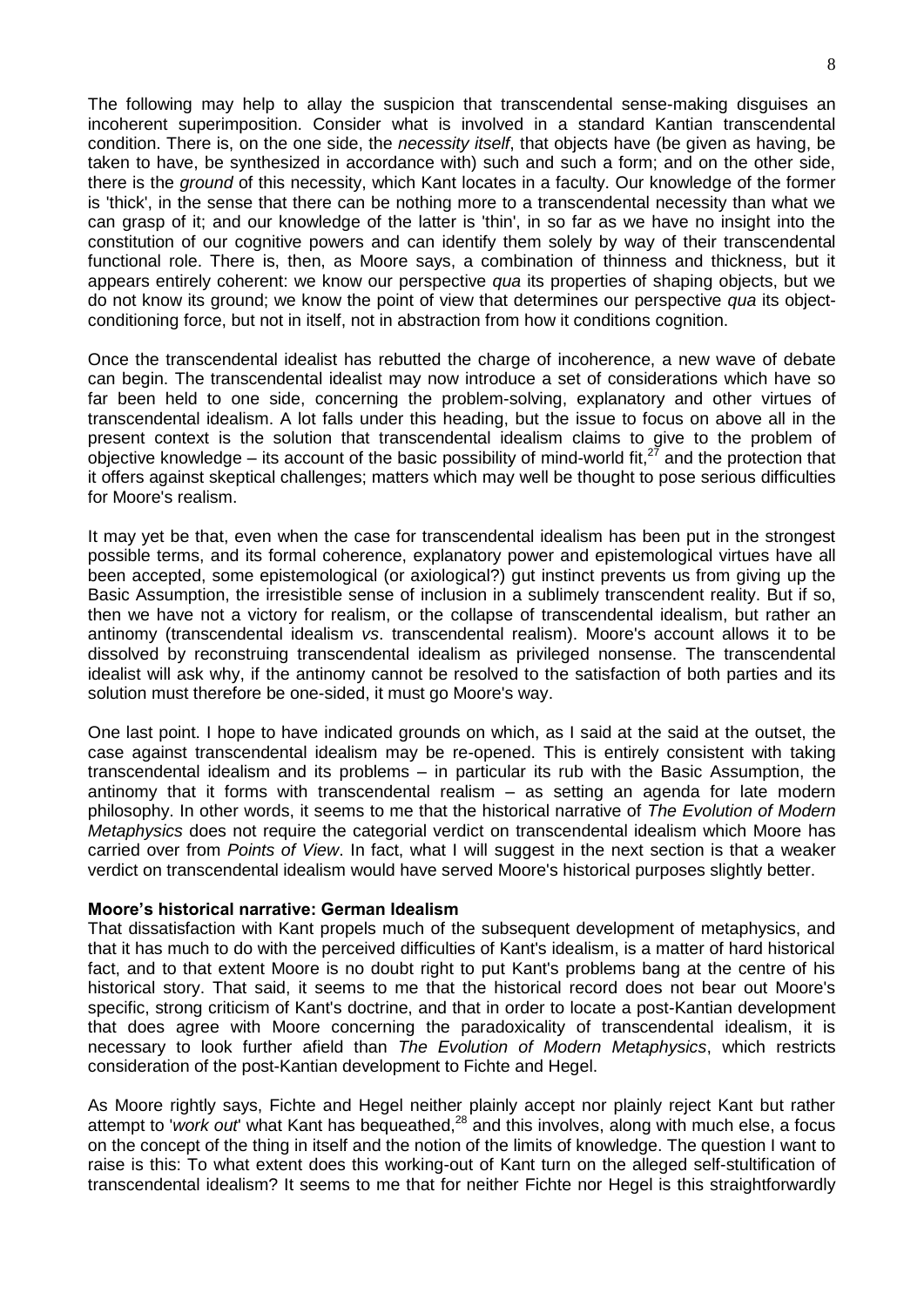The following may help to allay the suspicion that transcendental sense-making disguises an incoherent superimposition. Consider what is involved in a standard Kantian transcendental condition. There is, on the one side, the *necessity itself*, that objects have (be given as having, be taken to have, be synthesized in accordance with) such and such a form; and on the other side, there is the *ground* of this necessity, which Kant locates in a faculty. Our knowledge of the former is 'thick', in the sense that there can be nothing more to a transcendental necessity than what we can grasp of it; and our knowledge of the latter is 'thin', in so far as we have no insight into the constitution of our cognitive powers and can identify them solely by way of their transcendental functional role. There is, then, as Moore says, a combination of thinness and thickness, but it appears entirely coherent: we know our perspective *qua* its properties of shaping objects, but we do not know its ground; we know the point of view that determines our perspective *qua* its object-conditioning force, but not in itself, not in abstraction from how it conditions cognition.

Once the transcendental idealist has rebutted the charge of incoherence, a new wave of debate can begin. The transcendental idealist may now introduce a set of considerations which have so far been held to one side, concerning the problem-solving, explanatory and other virtues of transcendental idealism. A lot falls under this heading, but the issue to focus on above all in the present context is the solution that transcendental idealism claims to give to the problem of objective knowledge – its account of the basic possibility of mind-world fit,[27] and the protection that it offers against skeptical challenges; matters which may well be thought to pose serious difficulties for Moore's realism.

It may yet be that, even when the case for transcendental idealism has been put in the strongest possible terms, and its formal coherence, explanatory power and epistemological virtues have all been accepted, some epistemological (or axiological?) gut instinct prevents us from giving up the Basic Assumption, the irresistible sense of inclusion in a sublimely transcendent reality. But if so, then we have not a victory for realism, or the collapse of transcendental idealism, but rather an antinomy (transcendental idealism *vs*. transcendental realism). Moore's account allows it to be dissolved by reconstruing transcendental idealism as privileged nonsense. The transcendental idealist will ask why, if the antinomy cannot be resolved to the satisfaction of both parties and its solution must therefore be one-sided, it must go Moore's way.

One last point. I hope to have indicated grounds on which, as I said at the said at the outset, the case against transcendental idealism may be re-opened. This is entirely consistent with taking transcendental idealism and its problems – in particular its rub with the Basic Assumption, the antinomy that it forms with transcendental realism – as setting an agenda for late modern philosophy. In other words, it seems to me that the historical narrative of *The Evolution of Modern Metaphysics* does not require the categorial verdict on transcendental idealism which Moore has carried over from *Points of View*. In fact, what I will suggest in the next section is that a weaker verdict on transcendental idealism would have served Moore's historical purposes slightly better.

**Moore's historical narrative: German Idealism**

That dissatisfaction with Kant propels much of the subsequent development of metaphysics, and that it has much to do with the perceived difficulties of Kant's idealism, is a matter of hard historical fact, and to that extent Moore is no doubt right to put Kant's problems bang at the centre of his historical story. That said, it seems to me that the historical record does not bear out Moore's specific, strong criticism of Kant's doctrine, and that in order to locate a post-Kantian development that does agree with Moore concerning the paradoxicality of transcendental idealism, it is necessary to look further afield than *The Evolution of Modern Metaphysics*, which restricts consideration of the post-Kantian development to Fichte and Hegel.

As Moore rightly says, Fichte and Hegel neither plainly accept nor plainly reject Kant but rather attempt to '*work out*' what Kant has bequeathed,[28] and this involves, along with much else, a focus on the concept of the thing in itself and the notion of the limits of knowledge. The question I want to raise is this: To what extent does this working-out of Kant turn on the alleged self-stultification of transcendental idealism? It seems to me that for neither Fichte nor Hegel is this straightforwardly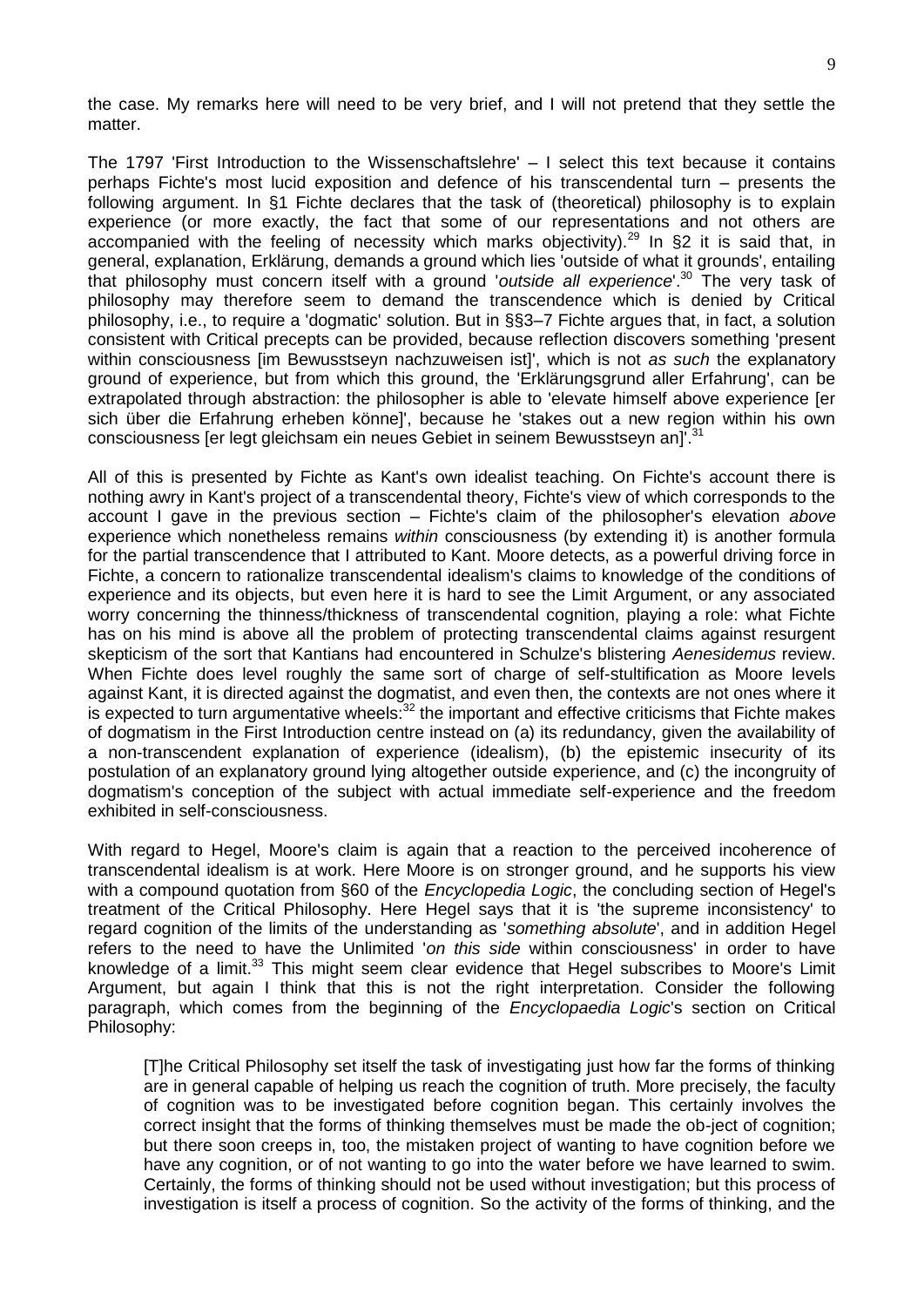the case. My remarks here will need to be very brief, and I will not pretend that they settle the matter.

The 1797 'First Introduction to the Wissenschaftslehre' – I select this text because it contains perhaps Fichte's most lucid exposition and defence of his transcendental turn – presents the following argument. In §1 Fichte declares that the task of (theoretical) philosophy is to explain experience (or more exactly, the fact that some of our representations and not others are accompanied with the feeling of necessity which marks objectivity).[29] In §2 it is said that, in general, explanation, Erklärung, demands a ground which lies 'outside of what it grounds', entailing that philosophy must concern itself with a ground '*outside all experience*'.[30] The very task of philosophy may therefore seem to demand the transcendence which is denied by Critical philosophy, i.e., to require a 'dogmatic' solution. But in §§3–7 Fichte argues that, in fact, a solution consistent with Critical precepts can be provided, because reflection discovers something 'present within consciousness [im Bewusstseyn nachzuweisen ist]', which is not *as such* the explanatory ground of experience, but from which this ground, the 'Erklärungsgrund aller Erfahrung', can be extrapolated through abstraction: the philosopher is able to 'elevate himself above experience [er sich über die Erfahrung erheben könne]', because he 'stakes out a new region within his own consciousness [er legt gleichsam ein neues Gebiet in seinem Bewusstseyn an]'.[31]

All of this is presented by Fichte as Kant's own idealist teaching. On Fichte's account there is nothing awry in Kant's project of a transcendental theory, Fichte's view of which corresponds to the account I gave in the previous section – Fichte's claim of the philosopher's elevation *above* experience which nonetheless remains *within* consciousness (by extending it) is another formula for the partial transcendence that I attributed to Kant. Moore detects, as a powerful driving force in Fichte, a concern to rationalize transcendental idealism's claims to knowledge of the conditions of experience and its objects, but even here it is hard to see the Limit Argument, or any associated worry concerning the thinness/thickness of transcendental cognition, playing a role: what Fichte has on his mind is above all the problem of protecting transcendental claims against resurgent skepticism of the sort that Kantians had encountered in Schulze's blistering *Aenesidemus* review. When Fichte does level roughly the same sort of charge of self-stultification as Moore levels against Kant, it is directed against the dogmatist, and even then, the contexts are not ones where it is expected to turn argumentative wheels:[32] the important and effective criticisms that Fichte makes of dogmatism in the First Introduction centre instead on (a) its redundancy, given the availability of a non-transcendent explanation of experience (idealism), (b) the epistemic insecurity of its postulation of an explanatory ground lying altogether outside experience, and (c) the incongruity of dogmatism's conception of the subject with actual immediate self-experience and the freedom exhibited in self-consciousness.

With regard to Hegel, Moore's claim is again that a reaction to the perceived incoherence of transcendental idealism is at work. Here Moore is on stronger ground, and he supports his view with a compound quotation from §60 of the *Encyclopedia Logic*, the concluding section of Hegel's treatment of the Critical Philosophy. Here Hegel says that it is 'the supreme inconsistency' to regard cognition of the limits of the understanding as '*something absolute*', and in addition Hegel refers to the need to have the Unlimited '*on this side* within consciousness' in order to have knowledge of a limit.[33] This might seem clear evidence that Hegel subscribes to Moore's Limit Argument, but again I think that this is not the right interpretation. Consider the following paragraph, which comes from the beginning of the *Encyclopaedia Logic*'s section on Critical Philosophy:

> [T]he Critical Philosophy set itself the task of investigating just how far the forms of thinking are in general capable of helping us reach the cognition of truth. More precisely, the faculty of cognition was to be investigated before cognition began. This certainly involves the correct insight that the forms of thinking themselves must be made the ob-ject of cognition; but there soon creeps in, too, the mistaken project of wanting to have cognition before we have any cognition, or of not wanting to go into the water before we have learned to swim. Certainly, the forms of thinking should not be used without investigation; but this process of investigation is itself a process of cognition. So the activity of the forms of thinking, and the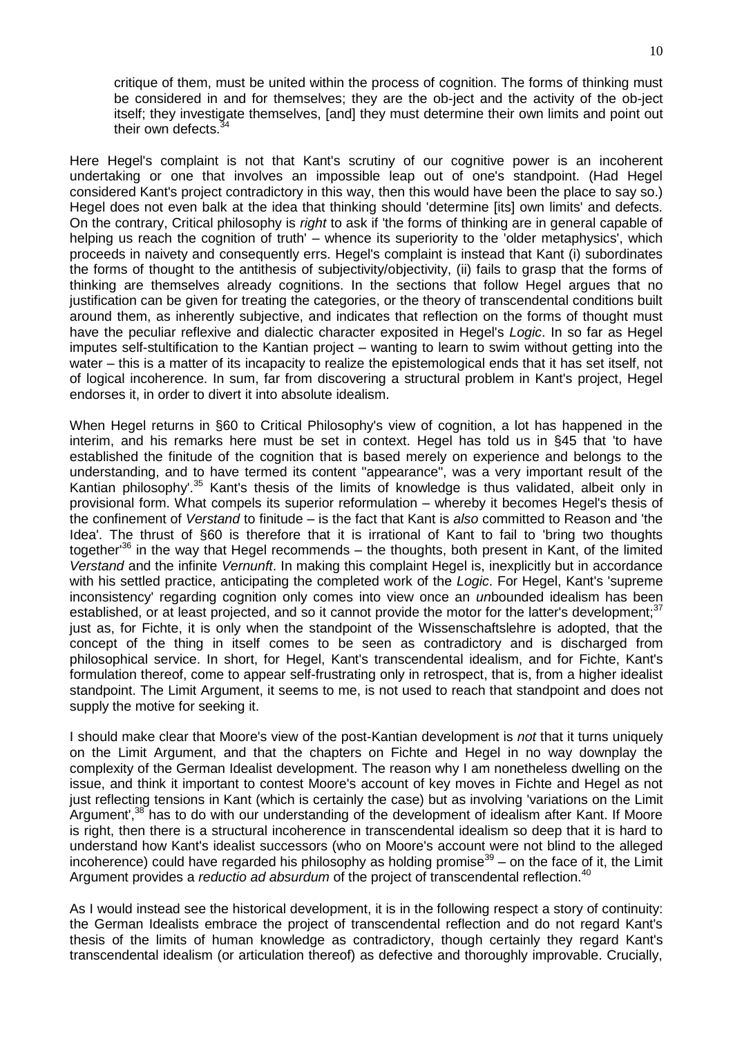> critique of them, must be united within the process of cognition. The forms of thinking must be considered in and for themselves; they are the ob-ject and the activity of the ob-ject itself; they investigate themselves, [and] they must determine their own limits and point out their own defects.[34]

Here Hegel's complaint is not that Kant's scrutiny of our cognitive power is an incoherent undertaking or one that involves an impossible leap out of one's standpoint. (Had Hegel considered Kant's project contradictory in this way, then this would have been the place to say so.) Hegel does not even balk at the idea that thinking should 'determine [its] own limits' and defects. On the contrary, Critical philosophy is *right* to ask if 'the forms of thinking are in general capable of helping us reach the cognition of truth' – whence its superiority to the 'older metaphysics', which proceeds in naivety and consequently errs. Hegel's complaint is instead that Kant (i) subordinates the forms of thought to the antithesis of subjectivity/objectivity, (ii) fails to grasp that the forms of thinking are themselves already cognitions. In the sections that follow Hegel argues that no justification can be given for treating the categories, or the theory of transcendental conditions built around them, as inherently subjective, and indicates that reflection on the forms of thought must have the peculiar reflexive and dialectic character exposited in Hegel's *Logic*. In so far as Hegel imputes self-stultification to the Kantian project – wanting to learn to swim without getting into the water – this is a matter of its incapacity to realize the epistemological ends that it has set itself, not of logical incoherence. In sum, far from discovering a structural problem in Kant's project, Hegel endorses it, in order to divert it into absolute idealism.

When Hegel returns in §60 to Critical Philosophy's view of cognition, a lot has happened in the interim, and his remarks here must be set in context. Hegel has told us in §45 that 'to have established the finitude of the cognition that is based merely on experience and belongs to the understanding, and to have termed its content "appearance", was a very important result of the Kantian philosophy'.[35] Kant's thesis of the limits of knowledge is thus validated, albeit only in provisional form. What compels its superior reformulation – whereby it becomes Hegel's thesis of the confinement of *Verstand* to finitude – is the fact that Kant is *also* committed to Reason and 'the Idea'. The thrust of §60 is therefore that it is irrational of Kant to fail to 'bring two thoughts together'[36] in the way that Hegel recommends – the thoughts, both present in Kant, of the limited *Verstand* and the infinite *Vernunft*. In making this complaint Hegel is, inexplicitly but in accordance with his settled practice, anticipating the completed work of the *Logic*. For Hegel, Kant's 'supreme inconsistency' regarding cognition only comes into view once an *un*bounded idealism has been established, or at least projected, and so it cannot provide the motor for the latter's development;[37] just as, for Fichte, it is only when the standpoint of the Wissenschaftslehre is adopted, that the concept of the thing in itself comes to be seen as contradictory and is discharged from philosophical service. In short, for Hegel, Kant's transcendental idealism, and for Fichte, Kant's formulation thereof, come to appear self-frustrating only in retrospect, that is, from a higher idealist standpoint. The Limit Argument, it seems to me, is not used to reach that standpoint and does not supply the motive for seeking it.

I should make clear that Moore's view of the post-Kantian development is *not* that it turns uniquely on the Limit Argument, and that the chapters on Fichte and Hegel in no way downplay the complexity of the German Idealist development. The reason why I am nonetheless dwelling on the issue, and think it important to contest Moore's account of key moves in Fichte and Hegel as not just reflecting tensions in Kant (which is certainly the case) but as involving 'variations on the Limit Argument',[38] has to do with our understanding of the development of idealism after Kant. If Moore is right, then there is a structural incoherence in transcendental idealism so deep that it is hard to understand how Kant's idealist successors (who on Moore's account were not blind to the alleged incoherence) could have regarded his philosophy as holding promise[39] – on the face of it, the Limit Argument provides a *reductio ad absurdum* of the project of transcendental reflection.[40]

As I would instead see the historical development, it is in the following respect a story of continuity: the German Idealists embrace the project of transcendental reflection and do not regard Kant's thesis of the limits of human knowledge as contradictory, though certainly they regard Kant's transcendental idealism (or articulation thereof) as defective and thoroughly improvable. Crucially,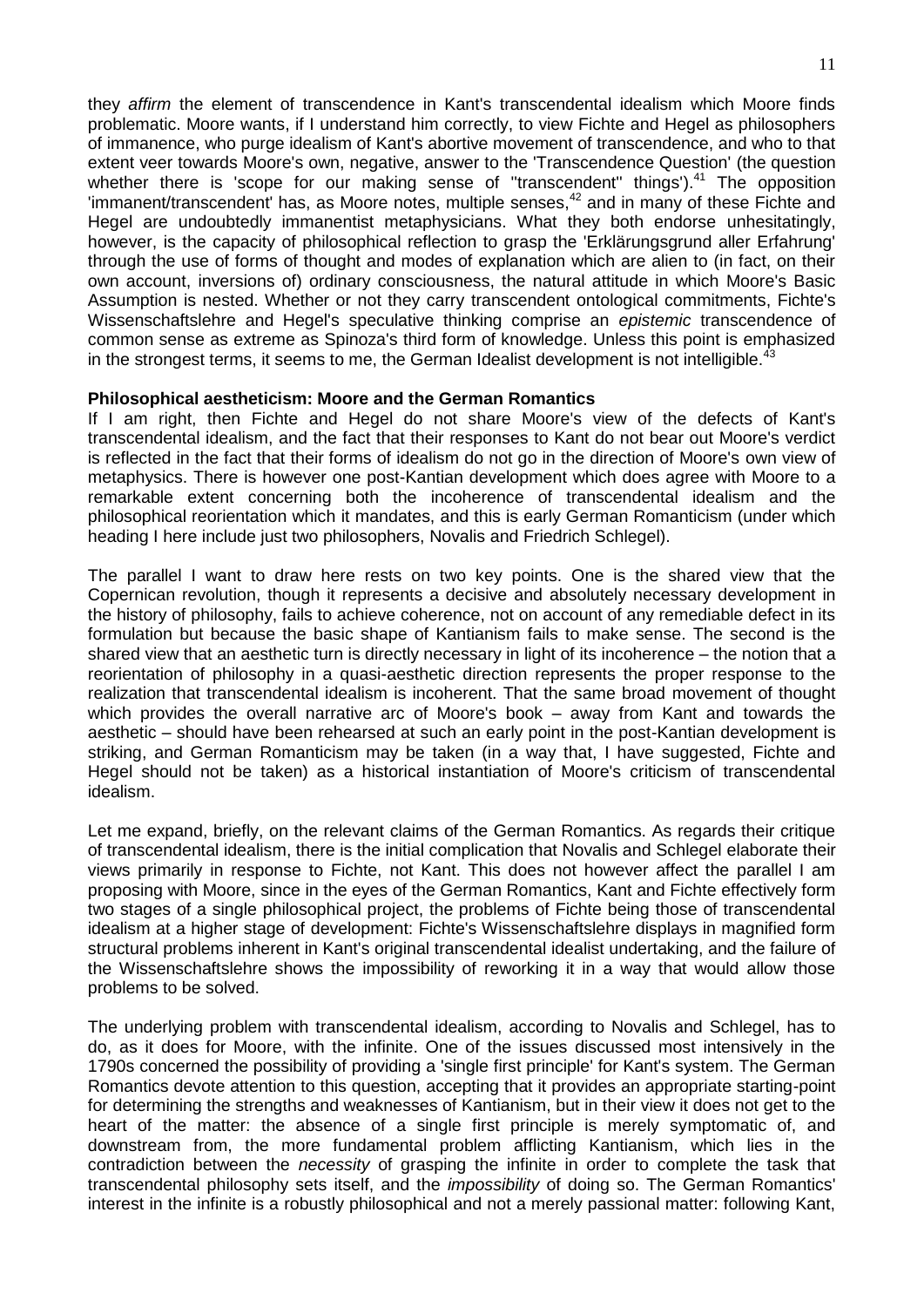they *affirm* the element of transcendence in Kant's transcendental idealism which Moore finds problematic. Moore wants, if I understand him correctly, to view Fichte and Hegel as philosophers of immanence, who purge idealism of Kant's abortive movement of transcendence, and who to that extent veer towards Moore's own, negative, answer to the 'Transcendence Question' (the question whether there is 'scope for our making sense of "transcendent" things').[41] The opposition 'immanent/transcendent' has, as Moore notes, multiple senses,[42] and in many of these Fichte and Hegel are undoubtedly immanentist metaphysicians. What they both endorse unhesitatingly, however, is the capacity of philosophical reflection to grasp the 'Erklärungsgrund aller Erfahrung' through the use of forms of thought and modes of explanation which are alien to (in fact, on their own account, inversions of) ordinary consciousness, the natural attitude in which Moore's Basic Assumption is nested. Whether or not they carry transcendent ontological commitments, Fichte's Wissenschaftslehre and Hegel's speculative thinking comprise an *epistemic* transcendence of common sense as extreme as Spinoza's third form of knowledge. Unless this point is emphasized in the strongest terms, it seems to me, the German Idealist development is not intelligible.[43]

**Philosophical aestheticism: Moore and the German Romantics**

If I am right, then Fichte and Hegel do not share Moore's view of the defects of Kant's transcendental idealism, and the fact that their responses to Kant do not bear out Moore's verdict is reflected in the fact that their forms of idealism do not go in the direction of Moore's own view of metaphysics. There is however one post-Kantian development which does agree with Moore to a remarkable extent concerning both the incoherence of transcendental idealism and the philosophical reorientation which it mandates, and this is early German Romanticism (under which heading I here include just two philosophers, Novalis and Friedrich Schlegel).

The parallel I want to draw here rests on two key points. One is the shared view that the Copernican revolution, though it represents a decisive and absolutely necessary development in the history of philosophy, fails to achieve coherence, not on account of any remediable defect in its formulation but because the basic shape of Kantianism fails to make sense. The second is the shared view that an aesthetic turn is directly necessary in light of its incoherence – the notion that a reorientation of philosophy in a quasi-aesthetic direction represents the proper response to the realization that transcendental idealism is incoherent. That the same broad movement of thought which provides the overall narrative arc of Moore's book – away from Kant and towards the aesthetic – should have been rehearsed at such an early point in the post-Kantian development is striking, and German Romanticism may be taken (in a way that, I have suggested, Fichte and Hegel should not be taken) as a historical instantiation of Moore's criticism of transcendental idealism.

Let me expand, briefly, on the relevant claims of the German Romantics. As regards their critique of transcendental idealism, there is the initial complication that Novalis and Schlegel elaborate their views primarily in response to Fichte, not Kant. This does not however affect the parallel I am proposing with Moore, since in the eyes of the German Romantics, Kant and Fichte effectively form two stages of a single philosophical project, the problems of Fichte being those of transcendental idealism at a higher stage of development: Fichte's Wissenschaftslehre displays in magnified form structural problems inherent in Kant's original transcendental idealist undertaking, and the failure of the Wissenschaftslehre shows the impossibility of reworking it in a way that would allow those problems to be solved.

The underlying problem with transcendental idealism, according to Novalis and Schlegel, has to do, as it does for Moore, with the infinite. One of the issues discussed most intensively in the 1790s concerned the possibility of providing a 'single first principle' for Kant's system. The German Romantics devote attention to this question, accepting that it provides an appropriate starting-point for determining the strengths and weaknesses of Kantianism, but in their view it does not get to the heart of the matter: the absence of a single first principle is merely symptomatic of, and downstream from, the more fundamental problem afflicting Kantianism, which lies in the contradiction between the *necessity* of grasping the infinite in order to complete the task that transcendental philosophy sets itself, and the *impossibility* of doing so. The German Romantics' interest in the infinite is a robustly philosophical and not a merely passional matter: following Kant,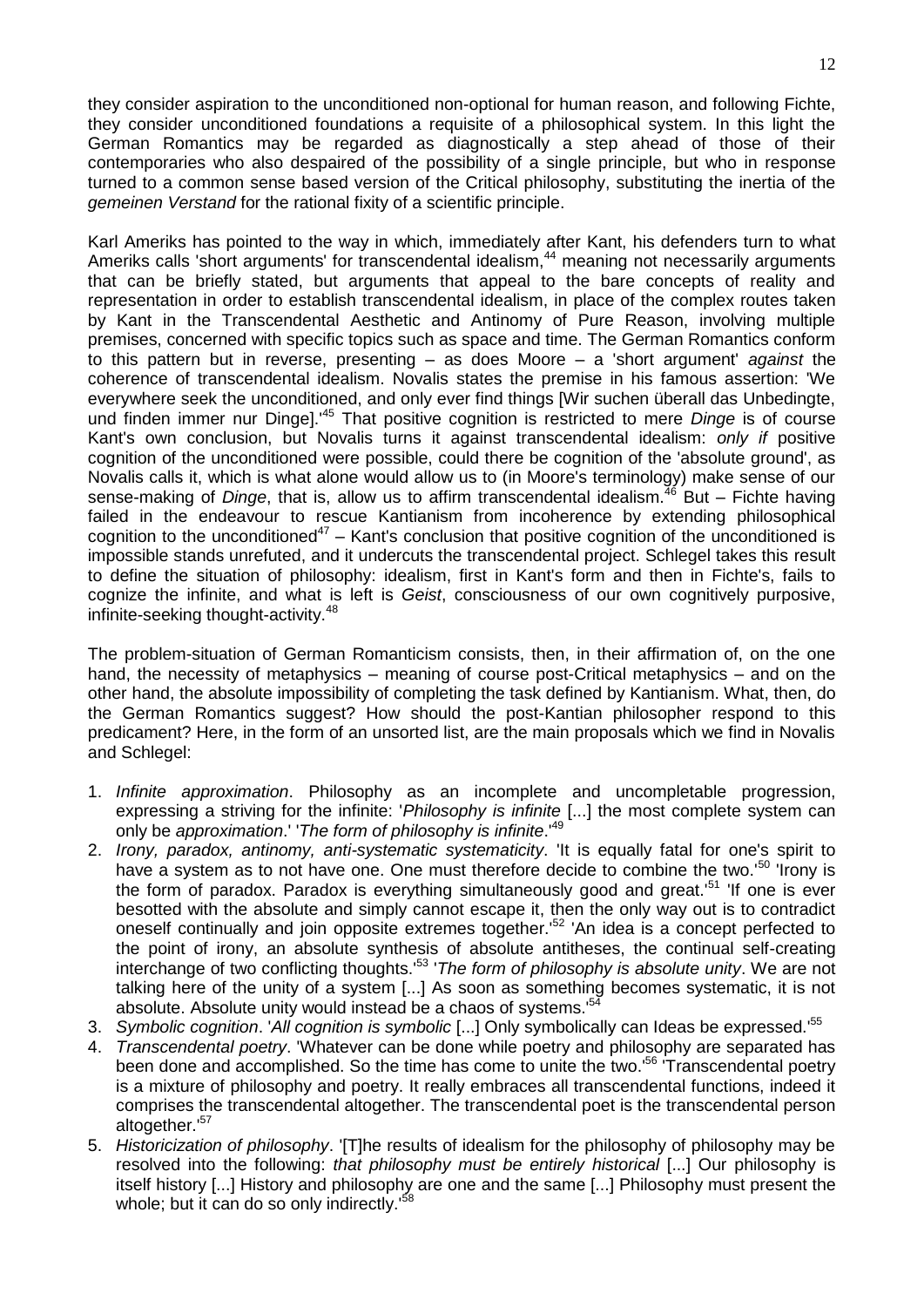they consider aspiration to the unconditioned non-optional for human reason, and following Fichte, they consider unconditioned foundations a requisite of a philosophical system. In this light the German Romantics may be regarded as diagnostically a step ahead of those of their contemporaries who also despaired of the possibility of a single principle, but who in response turned to a common sense based version of the Critical philosophy, substituting the inertia of the *gemeinen Verstand* for the rational fixity of a scientific principle.

Karl Ameriks has pointed to the way in which, immediately after Kant, his defenders turn to what Ameriks calls 'short arguments' for transcendental idealism,[44] meaning not necessarily arguments that can be briefly stated, but arguments that appeal to the bare concepts of reality and representation in order to establish transcendental idealism, in place of the complex routes taken by Kant in the Transcendental Aesthetic and Antinomy of Pure Reason, involving multiple premises, concerned with specific topics such as space and time. The German Romantics conform to this pattern but in reverse, presenting – as does Moore – a 'short argument' *against* the coherence of transcendental idealism. Novalis states the premise in his famous assertion: 'We everywhere seek the unconditioned, and only ever find things [Wir suchen überall das Unbedingte, und finden immer nur Dinge].'[45] That positive cognition is restricted to mere *Dinge* is of course Kant's own conclusion, but Novalis turns it against transcendental idealism: *only if* positive cognition of the unconditioned were possible, could there be cognition of the 'absolute ground', as Novalis calls it, which is what alone would allow us to (in Moore's terminology) make sense of our sense-making of *Dinge*, that is, allow us to affirm transcendental idealism.[46] But – Fichte having failed in the endeavour to rescue Kantianism from incoherence by extending philosophical cognition to the unconditioned[47] – Kant's conclusion that positive cognition of the unconditioned is impossible stands unrefuted, and it undercuts the transcendental project. Schlegel takes this result to define the situation of philosophy: idealism, first in Kant's form and then in Fichte's, fails to cognize the infinite, and what is left is *Geist*, consciousness of our own cognitively purposive, infinite-seeking thought-activity.[48]

The problem-situation of German Romanticism consists, then, in their affirmation of, on the one hand, the necessity of metaphysics – meaning of course post-Critical metaphysics – and on the other hand, the absolute impossibility of completing the task defined by Kantianism. What, then, do the German Romantics suggest? How should the post-Kantian philosopher respond to this predicament? Here, in the form of an unsorted list, are the main proposals which we find in Novalis and Schlegel:

1. *Infinite approximation*. Philosophy as an incomplete and uncompletable progression, expressing a striving for the infinite: '*Philosophy is infinite* [...] the most complete system can only be *approximation*.' '*The form of philosophy is infinite*.'[49]
2. *Irony, paradox, antinomy, anti-systematic systematicity*. 'It is equally fatal for one's spirit to have a system as to not have one. One must therefore decide to combine the two.'[50] 'Irony is the form of paradox. Paradox is everything simultaneously good and great.'[51] 'If one is ever besotted with the absolute and simply cannot escape it, then the only way out is to contradict oneself continually and join opposite extremes together.'[52] 'An idea is a concept perfected to the point of irony, an absolute synthesis of absolute antitheses, the continual self-creating interchange of two conflicting thoughts.'[53] '*The form of philosophy is absolute unity*. We are not talking here of the unity of a system [...] As soon as something becomes systematic, it is not absolute. Absolute unity would instead be a chaos of systems.'[54]
3. *Symbolic cognition*. '*All cognition is symbolic* [...] Only symbolically can Ideas be expressed.'[55]
4. *Transcendental poetry*. 'Whatever can be done while poetry and philosophy are separated has been done and accomplished. So the time has come to unite the two.'[56] 'Transcendental poetry is a mixture of philosophy and poetry. It really embraces all transcendental functions, indeed it comprises the transcendental altogether. The transcendental poet is the transcendental person altogether.'[57]
5. *Historicization of philosophy*. '[T]he results of idealism for the philosophy of philosophy may be resolved into the following: *that philosophy must be entirely historical* [...] Our philosophy is itself history [...] History and philosophy are one and the same [...] Philosophy must present the whole; but it can do so only indirectly.'[58]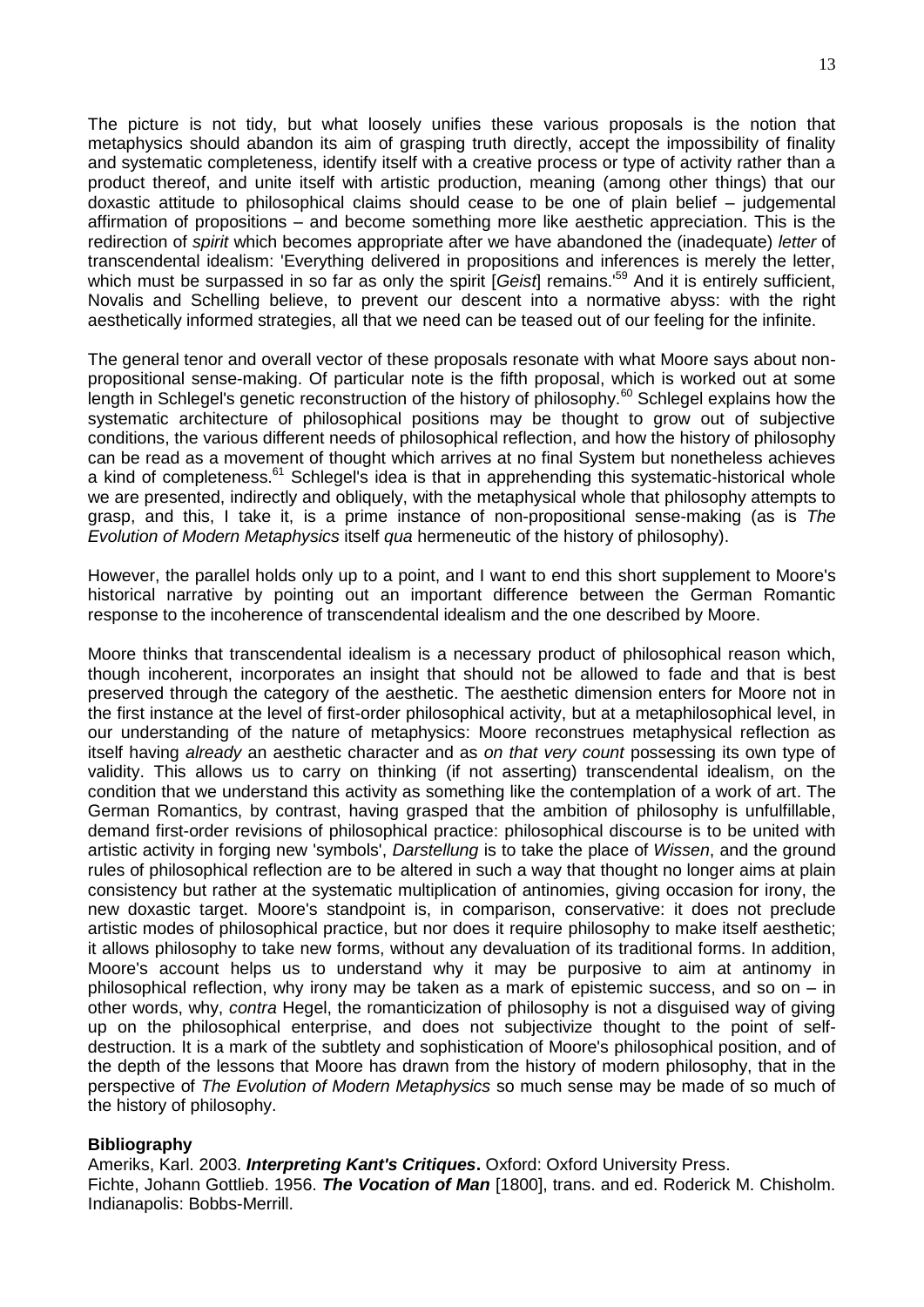The picture is not tidy, but what loosely unifies these various proposals is the notion that metaphysics should abandon its aim of grasping truth directly, accept the impossibility of finality and systematic completeness, identify itself with a creative process or type of activity rather than a product thereof, and unite itself with artistic production, meaning (among other things) that our doxastic attitude to philosophical claims should cease to be one of plain belief – judgemental affirmation of propositions – and become something more like aesthetic appreciation. This is the redirection of *spirit* which becomes appropriate after we have abandoned the (inadequate) *letter* of transcendental idealism: 'Everything delivered in propositions and inferences is merely the letter, which must be surpassed in so far as only the spirit [*Geist*] remains.'[59] And it is entirely sufficient, Novalis and Schelling believe, to prevent our descent into a normative abyss: with the right aesthetically informed strategies, all that we need can be teased out of our feeling for the infinite.

The general tenor and overall vector of these proposals resonate with what Moore says about non-propositional sense-making. Of particular note is the fifth proposal, which is worked out at some length in Schlegel's genetic reconstruction of the history of philosophy.[60] Schlegel explains how the systematic architecture of philosophical positions may be thought to grow out of subjective conditions, the various different needs of philosophical reflection, and how the history of philosophy can be read as a movement of thought which arrives at no final System but nonetheless achieves a kind of completeness.[61] Schlegel's idea is that in apprehending this systematic-historical whole we are presented, indirectly and obliquely, with the metaphysical whole that philosophy attempts to grasp, and this, I take it, is a prime instance of non-propositional sense-making (as is *The Evolution of Modern Metaphysics* itself *qua* hermeneutic of the history of philosophy).

However, the parallel holds only up to a point, and I want to end this short supplement to Moore's historical narrative by pointing out an important difference between the German Romantic response to the incoherence of transcendental idealism and the one described by Moore.

Moore thinks that transcendental idealism is a necessary product of philosophical reason which, though incoherent, incorporates an insight that should not be allowed to fade and that is best preserved through the category of the aesthetic. The aesthetic dimension enters for Moore not in the first instance at the level of first-order philosophical activity, but at a metaphilosophical level, in our understanding of the nature of metaphysics: Moore reconstrues metaphysical reflection as itself having *already* an aesthetic character and as *on that very count* possessing its own type of validity. This allows us to carry on thinking (if not asserting) transcendental idealism, on the condition that we understand this activity as something like the contemplation of a work of art. The German Romantics, by contrast, having grasped that the ambition of philosophy is unfulfillable, demand first-order revisions of philosophical practice: philosophical discourse is to be united with artistic activity in forging new 'symbols', *Darstellung* is to take the place of *Wissen*, and the ground rules of philosophical reflection are to be altered in such a way that thought no longer aims at plain consistency but rather at the systematic multiplication of antinomies, giving occasion for irony, the new doxastic target. Moore's standpoint is, in comparison, conservative: it does not preclude artistic modes of philosophical practice, but nor does it require philosophy to make itself aesthetic; it allows philosophy to take new forms, without any devaluation of its traditional forms. In addition, Moore's account helps us to understand why it may be purposive to aim at antinomy in philosophical reflection, why irony may be taken as a mark of epistemic success, and so on – in other words, why, *contra* Hegel, the romanticization of philosophy is not a disguised way of giving up on the philosophical enterprise, and does not subjectivize thought to the point of self-destruction. It is a mark of the subtlety and sophistication of Moore's philosophical position, and of the depth of the lessons that Moore has drawn from the history of modern philosophy, that in the perspective of *The Evolution of Modern Metaphysics* so much sense may be made of so much of the history of philosophy.

**Bibliography**

Ameriks, Karl. 2003. ***Interpreting Kant's Critiques*.** Oxford: Oxford University Press.
Fichte, Johann Gottlieb. 1956. ***The Vocation of Man*** [1800], trans. and ed. Roderick M. Chisholm. Indianapolis: Bobbs-Merrill.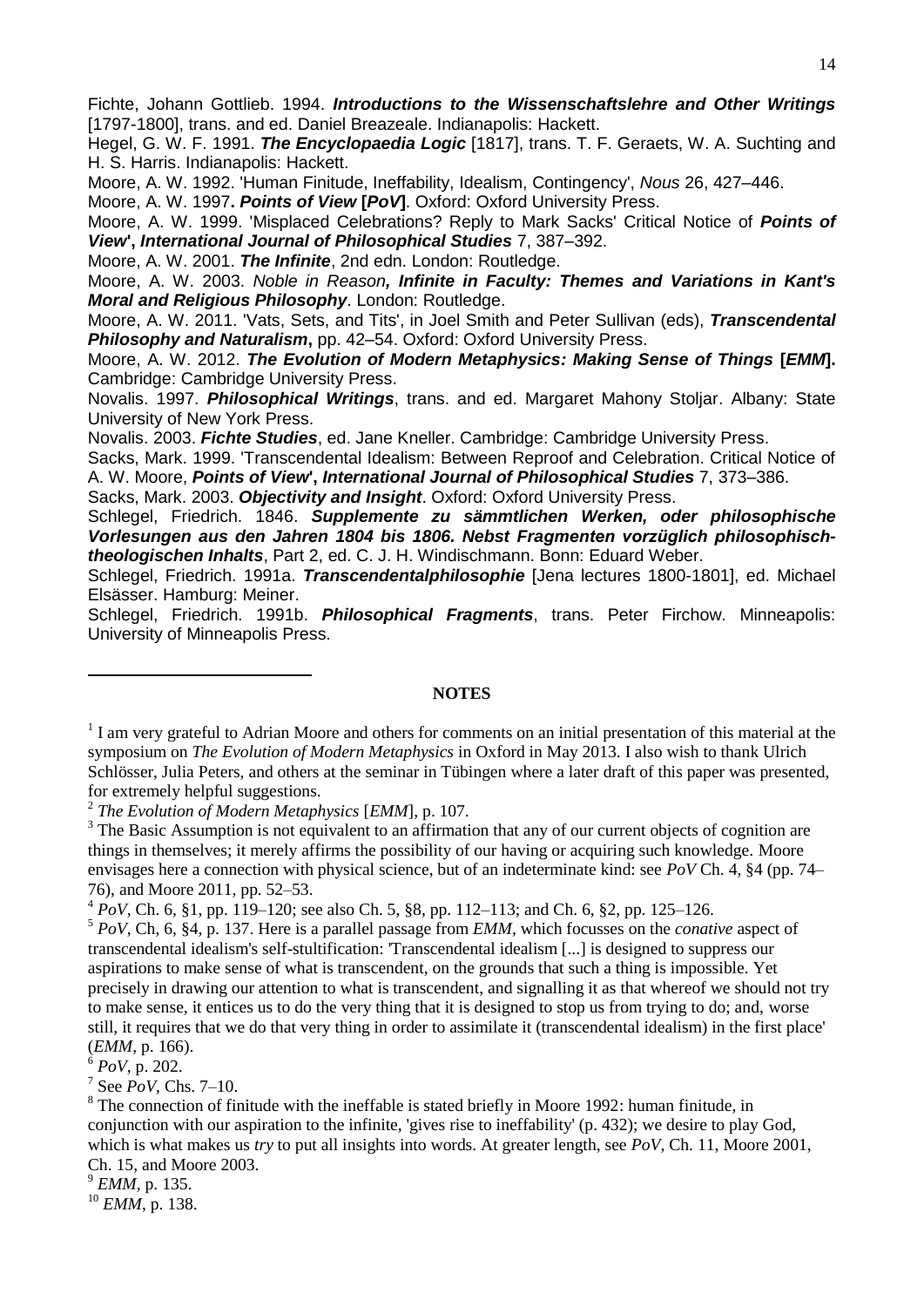Fichte, Johann Gottlieb. 1994. ***Introductions to the Wissenschaftslehre and Other Writings*** [1797-1800], trans. and ed. Daniel Breazeale. Indianapolis: Hackett.

Hegel, G. W. F. 1991. ***The Encyclopaedia Logic*** [1817], trans. T. F. Geraets, W. A. Suchting and H. S. Harris. Indianapolis: Hackett.

Moore, A. W. 1992. 'Human Finitude, Ineffability, Idealism, Contingency', *Nous* 26, 427–446.

Moore, A. W. 1997**.** ***Points of View*** **[*PoV*]**. Oxford: Oxford University Press.

Moore, A. W. 1999. 'Misplaced Celebrations? Reply to Mark Sacks' Critical Notice of ***Points of View*'**, ***International Journal of Philosophical Studies*** 7, 387–392.

Moore, A. W. 2001. ***The Infinite***, 2nd edn. London: Routledge.

Moore, A. W. 2003. *Noble in Reason****, Infinite in Faculty: Themes and Variations in Kant's Moral and Religious Philosophy***. London: Routledge.

Moore, A. W. 2011. 'Vats, Sets, and Tits', in Joel Smith and Peter Sullivan (eds), ***Transcendental Philosophy and Naturalism*****,** pp. 42–54. Oxford: Oxford University Press.

Moore, A. W. 2012. ***The Evolution of Modern Metaphysics: Making Sense of Things*** **[*EMM*].** Cambridge: Cambridge University Press.

Novalis. 1997. ***Philosophical Writings***, trans. and ed. Margaret Mahony Stoljar. Albany: State University of New York Press.

Novalis. 2003. ***Fichte Studies***, ed. Jane Kneller. Cambridge: Cambridge University Press.

Sacks, Mark. 1999. 'Transcendental Idealism: Between Reproof and Celebration. Critical Notice of A. W. Moore, ***Points of View*'**, ***International Journal of Philosophical Studies*** 7, 373–386.

Sacks, Mark. 2003. ***Objectivity and Insight***. Oxford: Oxford University Press.

Schlegel, Friedrich. 1846. ***Supplemente zu sämmtlichen Werken, oder philosophische Vorlesungen aus den Jahren 1804 bis 1806. Nebst Fragmenten vorzüglich philosophisch-theologischen Inhalts***, Part 2, ed. C. J. H. Windischmann. Bonn: Eduard Weber.

Schlegel, Friedrich. 1991a. ***Transcendentalphilosophie*** [Jena lectures 1800-1801], ed. Michael Elsässer. Hamburg: Meiner.

Schlegel, Friedrich. 1991b. ***Philosophical Fragments***, trans. Peter Firchow. Minneapolis: University of Minneapolis Press.

## NOTES

[1] I am very grateful to Adrian Moore and others for comments on an initial presentation of this material at the symposium on *The Evolution of Modern Metaphysics* in Oxford in May 2013. I also wish to thank Ulrich Schlösser, Julia Peters, and others at the seminar in Tübingen where a later draft of this paper was presented, for extremely helpful suggestions.

[2] *The Evolution of Modern Metaphysics* [*EMM*], p. 107.

[3] The Basic Assumption is not equivalent to an affirmation that any of our current objects of cognition are things in themselves; it merely affirms the possibility of our having or acquiring such knowledge. Moore envisages here a connection with physical science, but of an indeterminate kind: see *PoV* Ch. 4, §4 (pp. 74–76), and Moore 2011, pp. 52–53.

[4] *PoV*, Ch. 6, §1, pp. 119–120; see also Ch. 5, §8, pp. 112–113; and Ch. 6, §2, pp. 125–126.

[5] *PoV*, Ch, 6, §4, p. 137. Here is a parallel passage from *EMM*, which focusses on the *conative* aspect of transcendental idealism's self-stultification: 'Transcendental idealism [...] is designed to suppress our aspirations to make sense of what is transcendent, on the grounds that such a thing is impossible. Yet precisely in drawing our attention to what is transcendent, and signalling it as that whereof we should not try to make sense, it entices us to do the very thing that it is designed to stop us from trying to do; and, worse still, it requires that we do that very thing in order to assimilate it (transcendental idealism) in the first place' (*EMM*, p. 166).

[6] *PoV*, p. 202.

[7] See *PoV*, Chs. 7–10.

[8] The connection of finitude with the ineffable is stated briefly in Moore 1992: human finitude, in conjunction with our aspiration to the infinite, 'gives rise to ineffability' (p. 432); we desire to play God, which is what makes us *try* to put all insights into words. At greater length, see *PoV*, Ch. 11, Moore 2001, Ch. 15, and Moore 2003.

[9] *EMM*, p. 135.

[10] *EMM*, p. 138.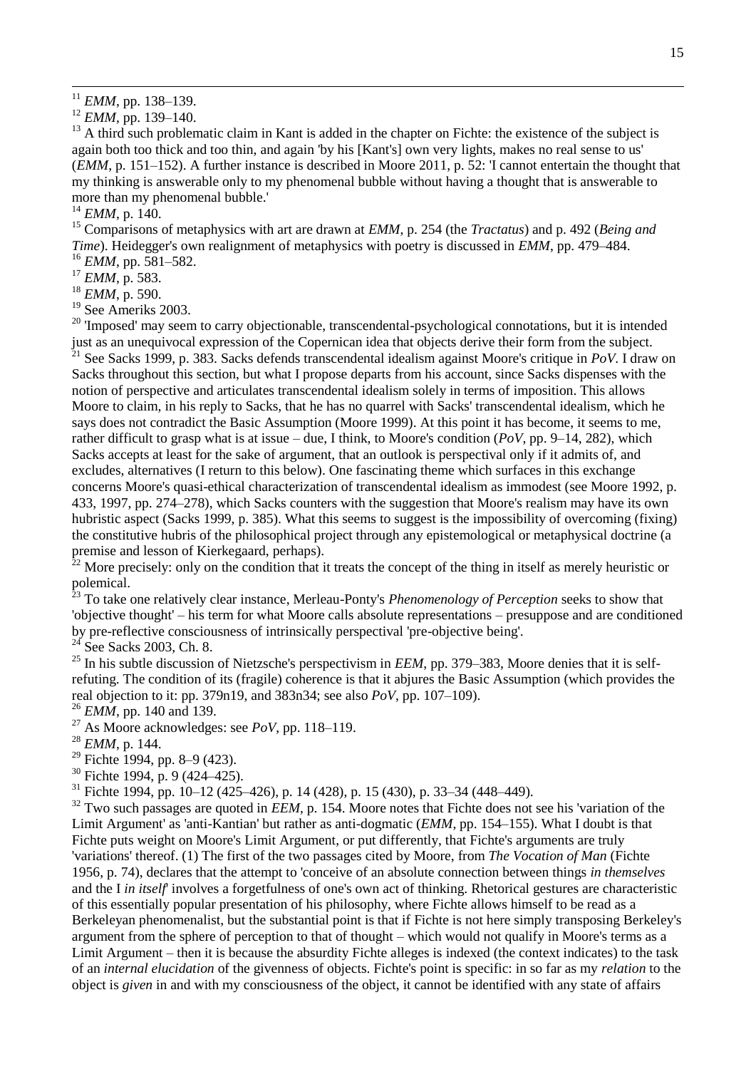[11] *EMM*, pp. 138–139.

[12] *EMM*, pp. 139–140.

[13] A third such problematic claim in Kant is added in the chapter on Fichte: the existence of the subject is again both too thick and too thin, and again 'by his [Kant's] own very lights, makes no real sense to us' (*EMM*, p. 151–152). A further instance is described in Moore 2011, p. 52: 'I cannot entertain the thought that my thinking is answerable only to my phenomenal bubble without having a thought that is answerable to more than my phenomenal bubble.'

[14] *EMM*, p. 140.

[15] Comparisons of metaphysics with art are drawn at *EMM*, p. 254 (the *Tractatus*) and p. 492 (*Being and Time*). Heidegger's own realignment of metaphysics with poetry is discussed in *EMM*, pp. 479–484.

[16] *EMM*, pp. 581–582.

[17] *EMM*, p. 583.

[18] *EMM*, p. 590.

[19] See Ameriks 2003.

[20] 'Imposed' may seem to carry objectionable, transcendental-psychological connotations, but it is intended just as an unequivocal expression of the Copernican idea that objects derive their form from the subject.

[21] See Sacks 1999, p. 383. Sacks defends transcendental idealism against Moore's critique in *PoV*. I draw on Sacks throughout this section, but what I propose departs from his account, since Sacks dispenses with the notion of perspective and articulates transcendental idealism solely in terms of imposition. This allows Moore to claim, in his reply to Sacks, that he has no quarrel with Sacks' transcendental idealism, which he says does not contradict the Basic Assumption (Moore 1999). At this point it has become, it seems to me, rather difficult to grasp what is at issue – due, I think, to Moore's condition (*PoV*, pp. 9–14, 282), which Sacks accepts at least for the sake of argument, that an outlook is perspectival only if it admits of, and excludes, alternatives (I return to this below). One fascinating theme which surfaces in this exchange concerns Moore's quasi-ethical characterization of transcendental idealism as immodest (see Moore 1992, p. 433, 1997, pp. 274–278), which Sacks counters with the suggestion that Moore's realism may have its own hubristic aspect (Sacks 1999, p. 385). What this seems to suggest is the impossibility of overcoming (fixing) the constitutive hubris of the philosophical project through any epistemological or metaphysical doctrine (a premise and lesson of Kierkegaard, perhaps).

[22] More precisely: only on the condition that it treats the concept of the thing in itself as merely heuristic or polemical.

[23] To take one relatively clear instance, Merleau-Ponty's *Phenomenology of Perception* seeks to show that 'objective thought' – his term for what Moore calls absolute representations – presuppose and are conditioned by pre-reflective consciousness of intrinsically perspectival 'pre-objective being'.

[24] See Sacks 2003, Ch. 8.

[25] In his subtle discussion of Nietzsche's perspectivism in *EEM*, pp. 379–383, Moore denies that it is self-refuting. The condition of its (fragile) coherence is that it abjures the Basic Assumption (which provides the real objection to it: pp. 379n19, and 383n34; see also *PoV*, pp. 107–109).

[26] *EMM*, pp. 140 and 139.

[27] As Moore acknowledges: see *PoV*, pp. 118–119.

[28] *EMM*, p. 144.

[29] Fichte 1994, pp. 8–9 (423).

[30] Fichte 1994, p. 9 (424–425).

[31] Fichte 1994, pp. 10–12 (425–426), p. 14 (428), p. 15 (430), p. 33–34 (448–449).

[32] Two such passages are quoted in *EEM*, p. 154. Moore notes that Fichte does not see his 'variation of the Limit Argument' as 'anti-Kantian' but rather as anti-dogmatic (*EMM*, pp. 154–155). What I doubt is that Fichte puts weight on Moore's Limit Argument, or put differently, that Fichte's arguments are truly 'variations' thereof. (1) The first of the two passages cited by Moore, from *The Vocation of Man* (Fichte 1956, p. 74), declares that the attempt to 'conceive of an absolute connection between things *in themselves* and the I *in itself*' involves a forgetfulness of one's own act of thinking. Rhetorical gestures are characteristic of this essentially popular presentation of his philosophy, where Fichte allows himself to be read as a Berkeleyan phenomenalist, but the substantial point is that if Fichte is not here simply transposing Berkeley's argument from the sphere of perception to that of thought – which would not qualify in Moore's terms as a Limit Argument – then it is because the absurdity Fichte alleges is indexed (the context indicates) to the task of an *internal elucidation* of the givenness of objects. Fichte's point is specific: in so far as my *relation* to the object is *given* in and with my consciousness of the object, it cannot be identified with any state of affairs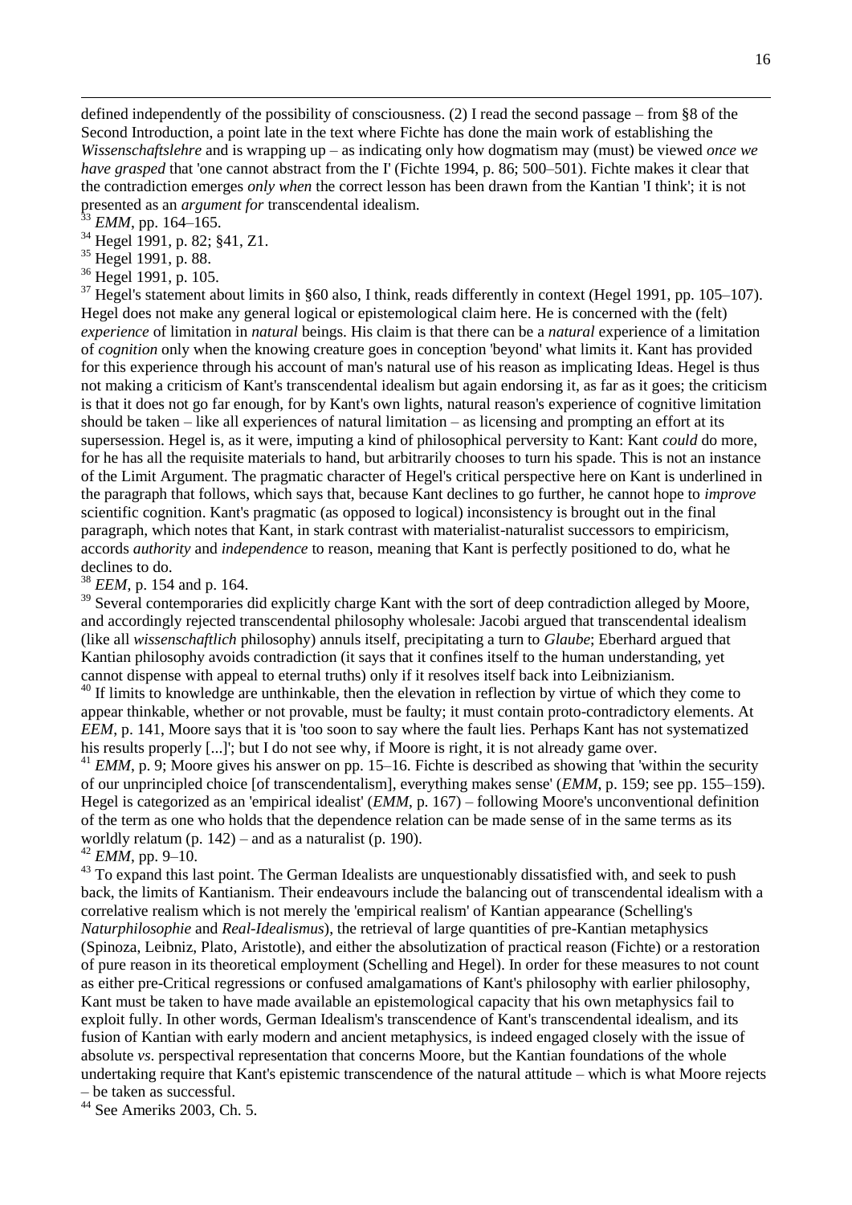defined independently of the possibility of consciousness. (2) I read the second passage – from §8 of the Second Introduction, a point late in the text where Fichte has done the main work of establishing the *Wissenschaftslehre* and is wrapping up – as indicating only how dogmatism may (must) be viewed *once we have grasped* that 'one cannot abstract from the I' (Fichte 1994, p. 86; 500–501). Fichte makes it clear that the contradiction emerges *only when* the correct lesson has been drawn from the Kantian 'I think'; it is not presented as an *argument for* transcendental idealism.

[33] *EMM*, pp. 164–165.

[34] Hegel 1991, p. 82; §41, Z1.

[35] Hegel 1991, p. 88.

[36] Hegel 1991, p. 105.

[37] Hegel's statement about limits in §60 also, I think, reads differently in context (Hegel 1991, pp. 105–107). Hegel does not make any general logical or epistemological claim here. He is concerned with the (felt) *experience* of limitation in *natural* beings. His claim is that there can be a *natural* experience of a limitation of *cognition* only when the knowing creature goes in conception 'beyond' what limits it. Kant has provided for this experience through his account of man's natural use of his reason as implicating Ideas. Hegel is thus not making a criticism of Kant's transcendental idealism but again endorsing it, as far as it goes; the criticism is that it does not go far enough, for by Kant's own lights, natural reason's experience of cognitive limitation should be taken – like all experiences of natural limitation – as licensing and prompting an effort at its supersession. Hegel is, as it were, imputing a kind of philosophical perversity to Kant: Kant *could* do more, for he has all the requisite materials to hand, but arbitrarily chooses to turn his spade. This is not an instance of the Limit Argument. The pragmatic character of Hegel's critical perspective here on Kant is underlined in the paragraph that follows, which says that, because Kant declines to go further, he cannot hope to *improve* scientific cognition. Kant's pragmatic (as opposed to logical) inconsistency is brought out in the final paragraph, which notes that Kant, in stark contrast with materialist-naturalist successors to empiricism, accords *authority* and *independence* to reason, meaning that Kant is perfectly positioned to do, what he declines to do.

[38] *EEM*, p. 154 and p. 164.

[39] Several contemporaries did explicitly charge Kant with the sort of deep contradiction alleged by Moore, and accordingly rejected transcendental philosophy wholesale: Jacobi argued that transcendental idealism (like all *wissenschaftlich* philosophy) annuls itself, precipitating a turn to *Glaube*; Eberhard argued that Kantian philosophy avoids contradiction (it says that it confines itself to the human understanding, yet cannot dispense with appeal to eternal truths) only if it resolves itself back into Leibnizianism.

[40] If limits to knowledge are unthinkable, then the elevation in reflection by virtue of which they come to appear thinkable, whether or not provable, must be faulty; it must contain proto-contradictory elements. At *EEM*, p. 141, Moore says that it is 'too soon to say where the fault lies. Perhaps Kant has not systematized his results properly [...]'; but I do not see why, if Moore is right, it is not already game over.

[41] *EMM*, p. 9; Moore gives his answer on pp. 15–16. Fichte is described as showing that 'within the security of our unprincipled choice [of transcendentalism], everything makes sense' (*EMM*, p. 159; see pp. 155–159). Hegel is categorized as an 'empirical idealist' (*EMM*, p. 167) – following Moore's unconventional definition of the term as one who holds that the dependence relation can be made sense of in the same terms as its worldly relatum (p. 142) – and as a naturalist (p. 190).

[42] *EMM*, pp. 9–10.

[43] To expand this last point. The German Idealists are unquestionably dissatisfied with, and seek to push back, the limits of Kantianism. Their endeavours include the balancing out of transcendental idealism with a correlative realism which is not merely the 'empirical realism' of Kantian appearance (Schelling's *Naturphilosophie* and *Real-Idealismus*), the retrieval of large quantities of pre-Kantian metaphysics (Spinoza, Leibniz, Plato, Aristotle), and either the absolutization of practical reason (Fichte) or a restoration of pure reason in its theoretical employment (Schelling and Hegel). In order for these measures to not count as either pre-Critical regressions or confused amalgamations of Kant's philosophy with earlier philosophy, Kant must be taken to have made available an epistemological capacity that his own metaphysics fail to exploit fully. In other words, German Idealism's transcendence of Kant's transcendental idealism, and its fusion of Kantian with early modern and ancient metaphysics, is indeed engaged closely with the issue of absolute *vs*. perspectival representation that concerns Moore, but the Kantian foundations of the whole undertaking require that Kant's epistemic transcendence of the natural attitude – which is what Moore rejects – be taken as successful.

[44] See Ameriks 2003, Ch. 5.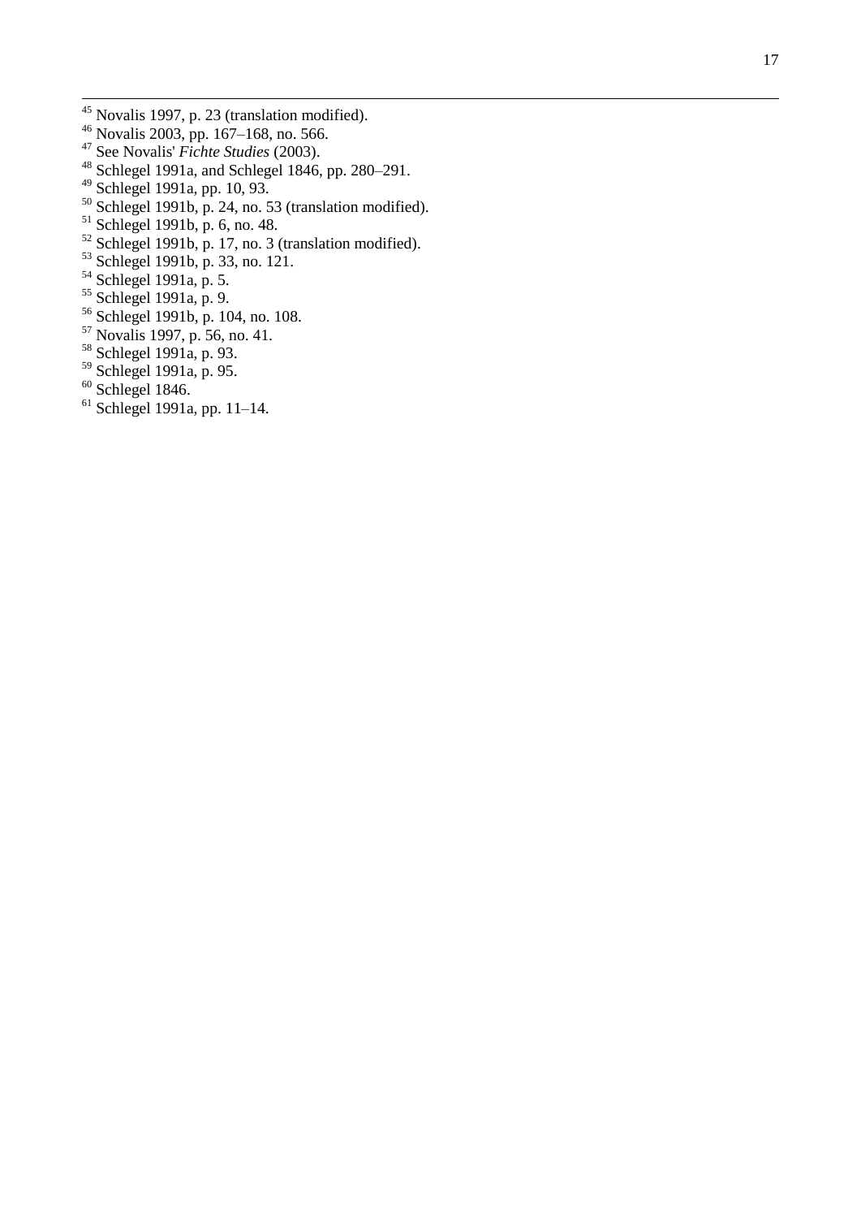[45] Novalis 1997, p. 23 (translation modified).
[46] Novalis 2003, pp. 167–168, no. 566.
[47] See Novalis' *Fichte Studies* (2003).
[48] Schlegel 1991a, and Schlegel 1846, pp. 280–291.
[49] Schlegel 1991a, pp. 10, 93.
[50] Schlegel 1991b, p. 24, no. 53 (translation modified).
[51] Schlegel 1991b, p. 6, no. 48.
[52] Schlegel 1991b, p. 17, no. 3 (translation modified).
[53] Schlegel 1991b, p. 33, no. 121.
[54] Schlegel 1991a, p. 5.
[55] Schlegel 1991a, p. 9.
[56] Schlegel 1991b, p. 104, no. 108.
[57] Novalis 1997, p. 56, no. 41.
[58] Schlegel 1991a, p. 93.
[59] Schlegel 1991a, p. 95.
[60] Schlegel 1846.
[61] Schlegel 1991a, pp. 11–14.